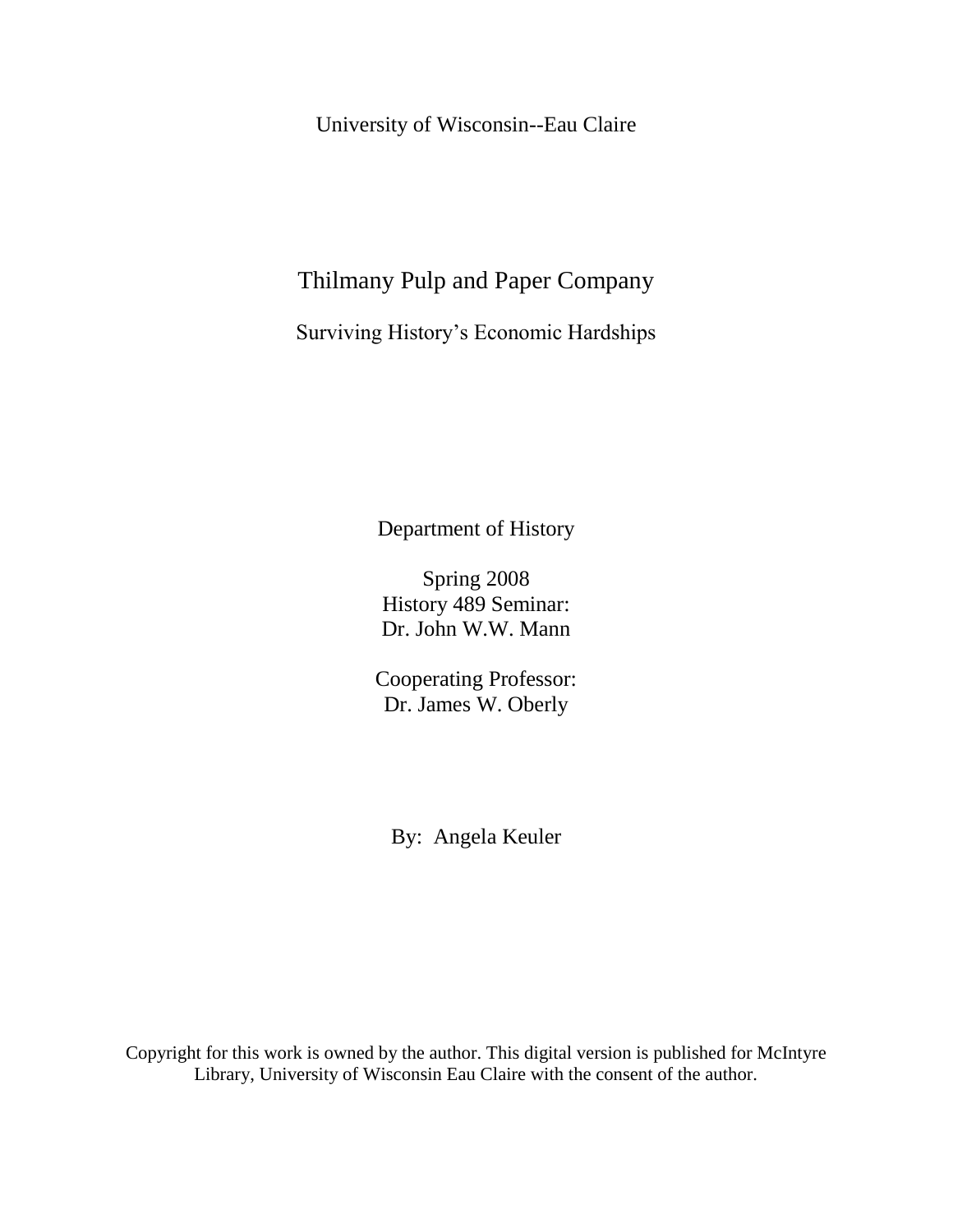University of Wisconsin--Eau Claire

# Thilmany Pulp and Paper Company

## Surviving History's Economic Hardships

Department of History

Spring 2008
History 489 Seminar:
Dr. John W.W. Mann

Cooperating Professor:
Dr. James W. Oberly

By: Angela Keuler

Copyright for this work is owned by the author. This digital version is published for McIntyre Library, University of Wisconsin Eau Claire with the consent of the author.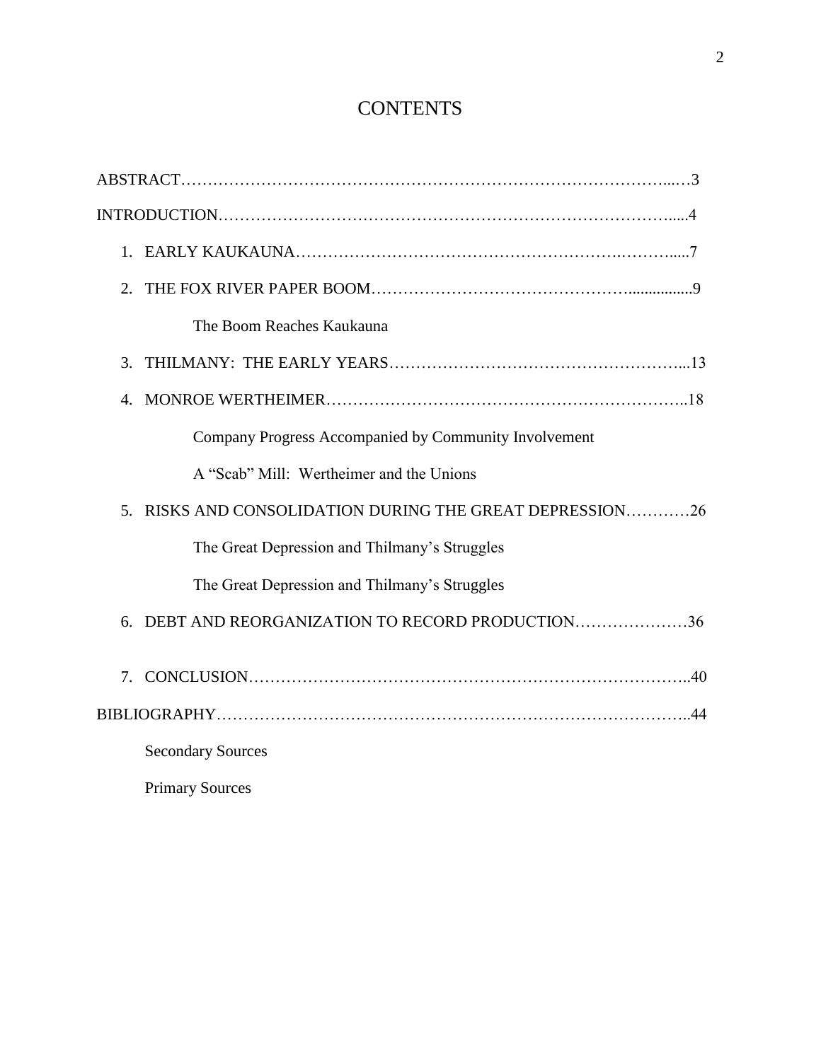# CONTENTS

ABSTRACT……………………………………………………………………………...…3

INTRODUCTION……………………………………………………………………….....4

1. EARLY KAUKAUNA………………………………………………….……….....7
2. THE FOX RIVER PAPER BOOM………………………………………................9

    The Boom Reaches Kaukauna

3. THILMANY: THE EARLY YEARS……………………………………………...13
4. MONROE WERTHEIMER………………………………………………………..18

    Company Progress Accompanied by Community Involvement

    A "Scab" Mill: Wertheimer and the Unions

5. RISKS AND CONSOLIDATION DURING THE GREAT DEPRESSION…………26

    The Great Depression and Thilmany's Struggles

    The Great Depression and Thilmany's Struggles

6. DEBT AND REORGANIZATION TO RECORD PRODUCTION…………………36
7. CONCLUSION………………………………………………………………………..40

BIBLIOGRAPHY…………………………………………………………………………..44

Secondary Sources

Primary Sources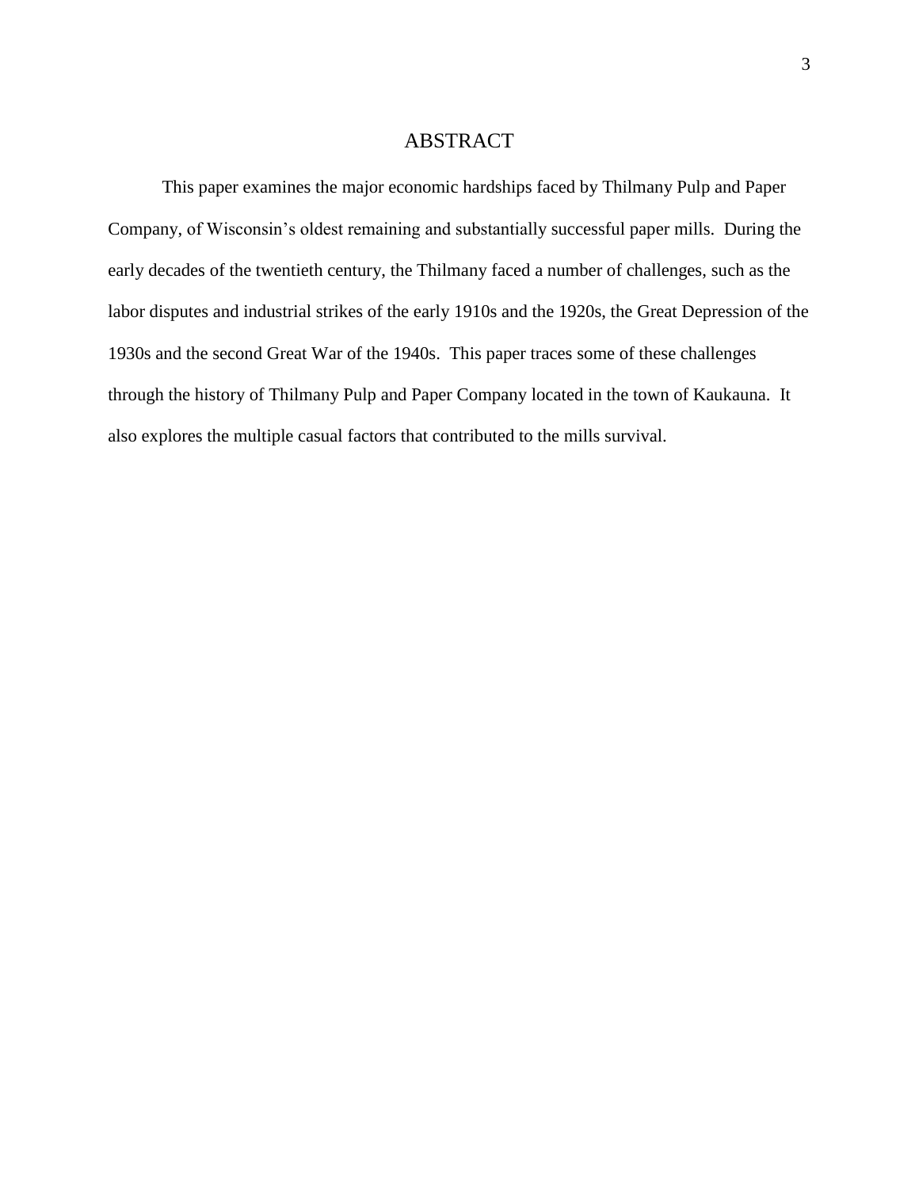# ABSTRACT

This paper examines the major economic hardships faced by Thilmany Pulp and Paper Company, of Wisconsin's oldest remaining and substantially successful paper mills. During the early decades of the twentieth century, the Thilmany faced a number of challenges, such as the labor disputes and industrial strikes of the early 1910s and the 1920s, the Great Depression of the 1930s and the second Great War of the 1940s. This paper traces some of these challenges through the history of Thilmany Pulp and Paper Company located in the town of Kaukauna. It also explores the multiple casual factors that contributed to the mills survival.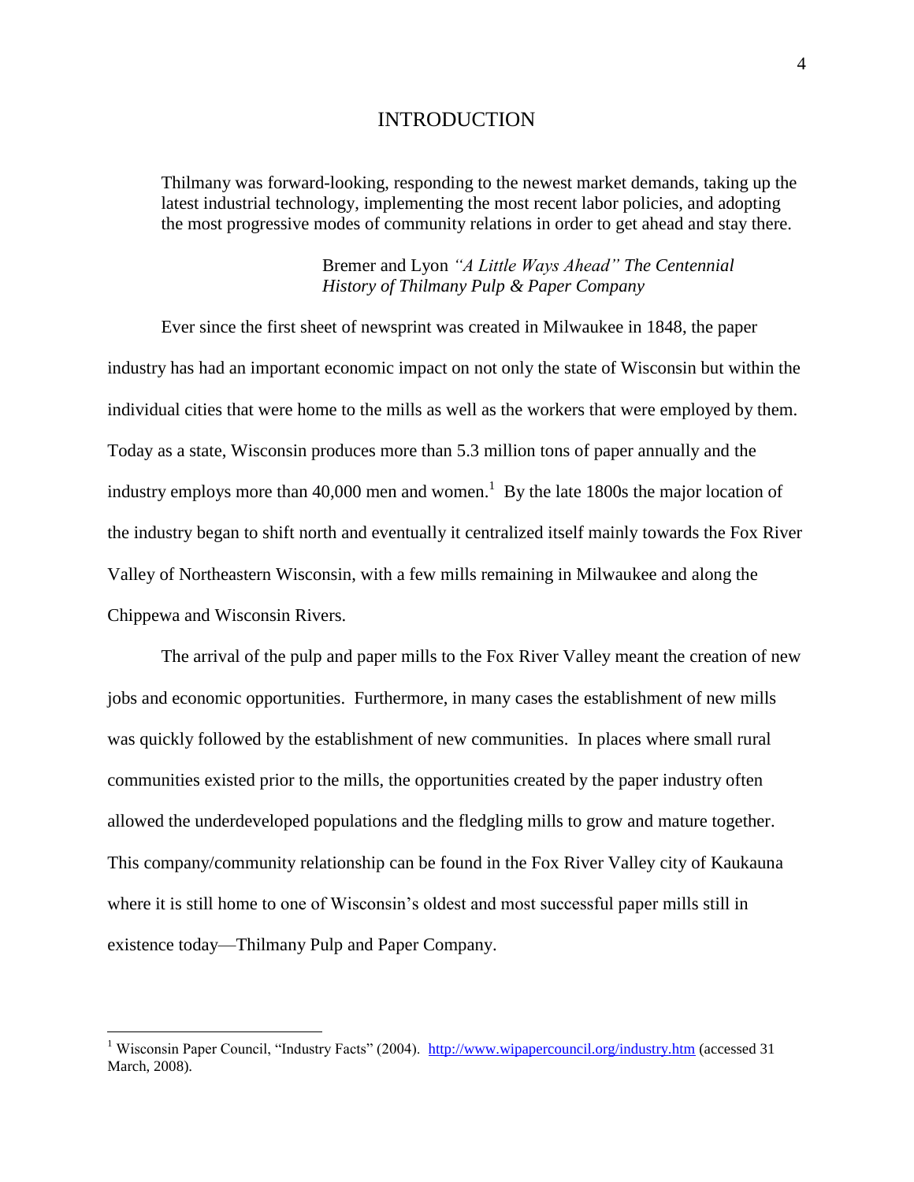# INTRODUCTION

> Thilmany was forward-looking, responding to the newest market demands, taking up the latest industrial technology, implementing the most recent labor policies, and adopting the most progressive modes of community relations in order to get ahead and stay there.
>
> Bremer and Lyon *"A Little Ways Ahead" The Centennial History of Thilmany Pulp & Paper Company*

Ever since the first sheet of newsprint was created in Milwaukee in 1848, the paper industry has had an important economic impact on not only the state of Wisconsin but within the individual cities that were home to the mills as well as the workers that were employed by them. Today as a state, Wisconsin produces more than 5.3 million tons of paper annually and the industry employs more than 40,000 men and women.[1] By the late 1800s the major location of the industry began to shift north and eventually it centralized itself mainly towards the Fox River Valley of Northeastern Wisconsin, with a few mills remaining in Milwaukee and along the Chippewa and Wisconsin Rivers.

The arrival of the pulp and paper mills to the Fox River Valley meant the creation of new jobs and economic opportunities. Furthermore, in many cases the establishment of new mills was quickly followed by the establishment of new communities. In places where small rural communities existed prior to the mills, the opportunities created by the paper industry often allowed the underdeveloped populations and the fledgling mills to grow and mature together. This company/community relationship can be found in the Fox River Valley city of Kaukauna where it is still home to one of Wisconsin's oldest and most successful paper mills still in existence today—Thilmany Pulp and Paper Company.

---

[1] Wisconsin Paper Council, "Industry Facts" (2004). http://www.wipapercouncil.org/industry.htm (accessed 31 March, 2008).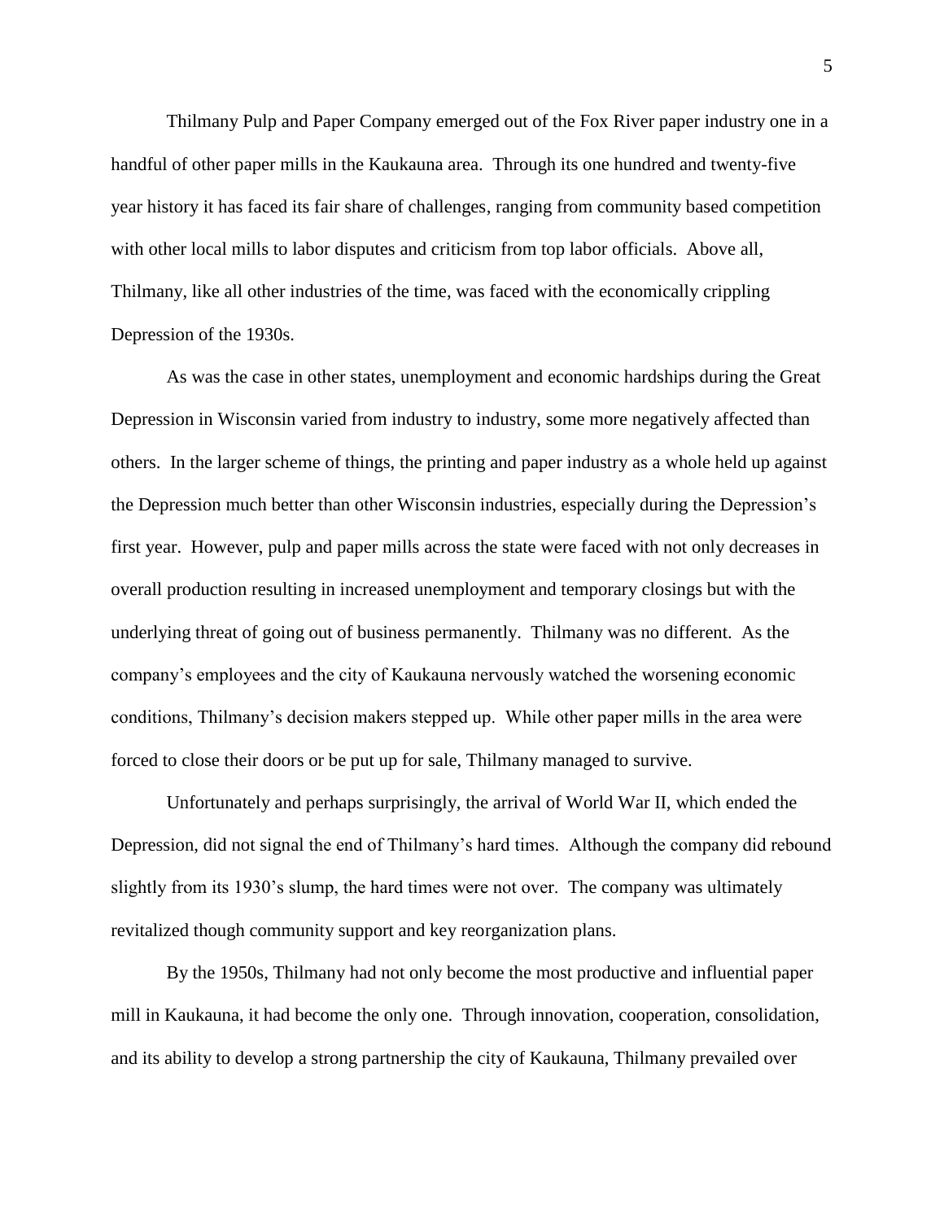Thilmany Pulp and Paper Company emerged out of the Fox River paper industry one in a handful of other paper mills in the Kaukauna area. Through its one hundred and twenty-five year history it has faced its fair share of challenges, ranging from community based competition with other local mills to labor disputes and criticism from top labor officials. Above all, Thilmany, like all other industries of the time, was faced with the economically crippling Depression of the 1930s.

As was the case in other states, unemployment and economic hardships during the Great Depression in Wisconsin varied from industry to industry, some more negatively affected than others. In the larger scheme of things, the printing and paper industry as a whole held up against the Depression much better than other Wisconsin industries, especially during the Depression's first year. However, pulp and paper mills across the state were faced with not only decreases in overall production resulting in increased unemployment and temporary closings but with the underlying threat of going out of business permanently. Thilmany was no different. As the company's employees and the city of Kaukauna nervously watched the worsening economic conditions, Thilmany's decision makers stepped up. While other paper mills in the area were forced to close their doors or be put up for sale, Thilmany managed to survive.

Unfortunately and perhaps surprisingly, the arrival of World War II, which ended the Depression, did not signal the end of Thilmany's hard times. Although the company did rebound slightly from its 1930's slump, the hard times were not over. The company was ultimately revitalized though community support and key reorganization plans.

By the 1950s, Thilmany had not only become the most productive and influential paper mill in Kaukauna, it had become the only one. Through innovation, cooperation, consolidation, and its ability to develop a strong partnership the city of Kaukauna, Thilmany prevailed over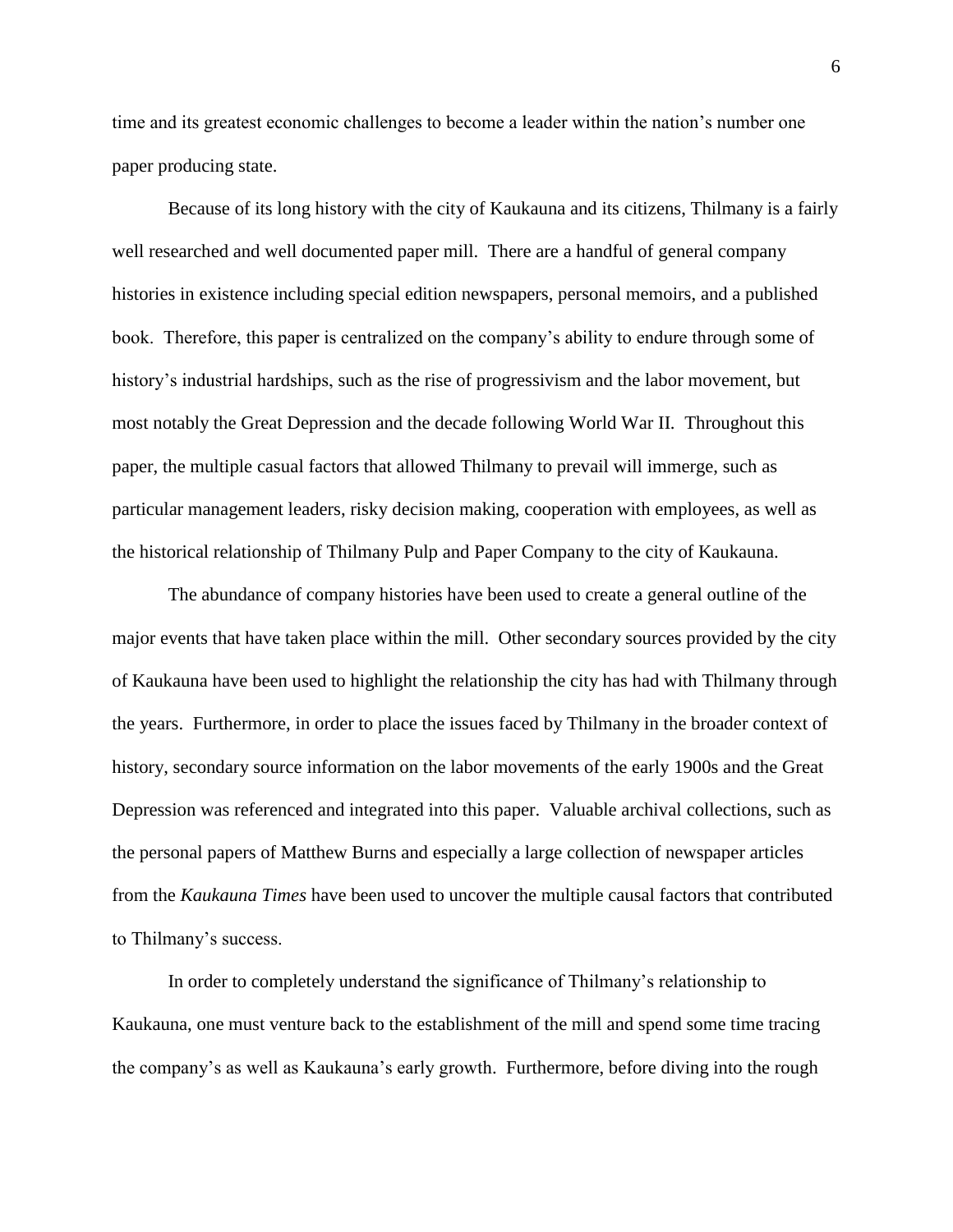time and its greatest economic challenges to become a leader within the nation's number one paper producing state.

Because of its long history with the city of Kaukauna and its citizens, Thilmany is a fairly well researched and well documented paper mill. There are a handful of general company histories in existence including special edition newspapers, personal memoirs, and a published book. Therefore, this paper is centralized on the company's ability to endure through some of history's industrial hardships, such as the rise of progressivism and the labor movement, but most notably the Great Depression and the decade following World War II. Throughout this paper, the multiple casual factors that allowed Thilmany to prevail will immerge, such as particular management leaders, risky decision making, cooperation with employees, as well as the historical relationship of Thilmany Pulp and Paper Company to the city of Kaukauna.

The abundance of company histories have been used to create a general outline of the major events that have taken place within the mill. Other secondary sources provided by the city of Kaukauna have been used to highlight the relationship the city has had with Thilmany through the years. Furthermore, in order to place the issues faced by Thilmany in the broader context of history, secondary source information on the labor movements of the early 1900s and the Great Depression was referenced and integrated into this paper. Valuable archival collections, such as the personal papers of Matthew Burns and especially a large collection of newspaper articles from the *Kaukauna Times* have been used to uncover the multiple causal factors that contributed to Thilmany's success.

In order to completely understand the significance of Thilmany's relationship to Kaukauna, one must venture back to the establishment of the mill and spend some time tracing the company's as well as Kaukauna's early growth. Furthermore, before diving into the rough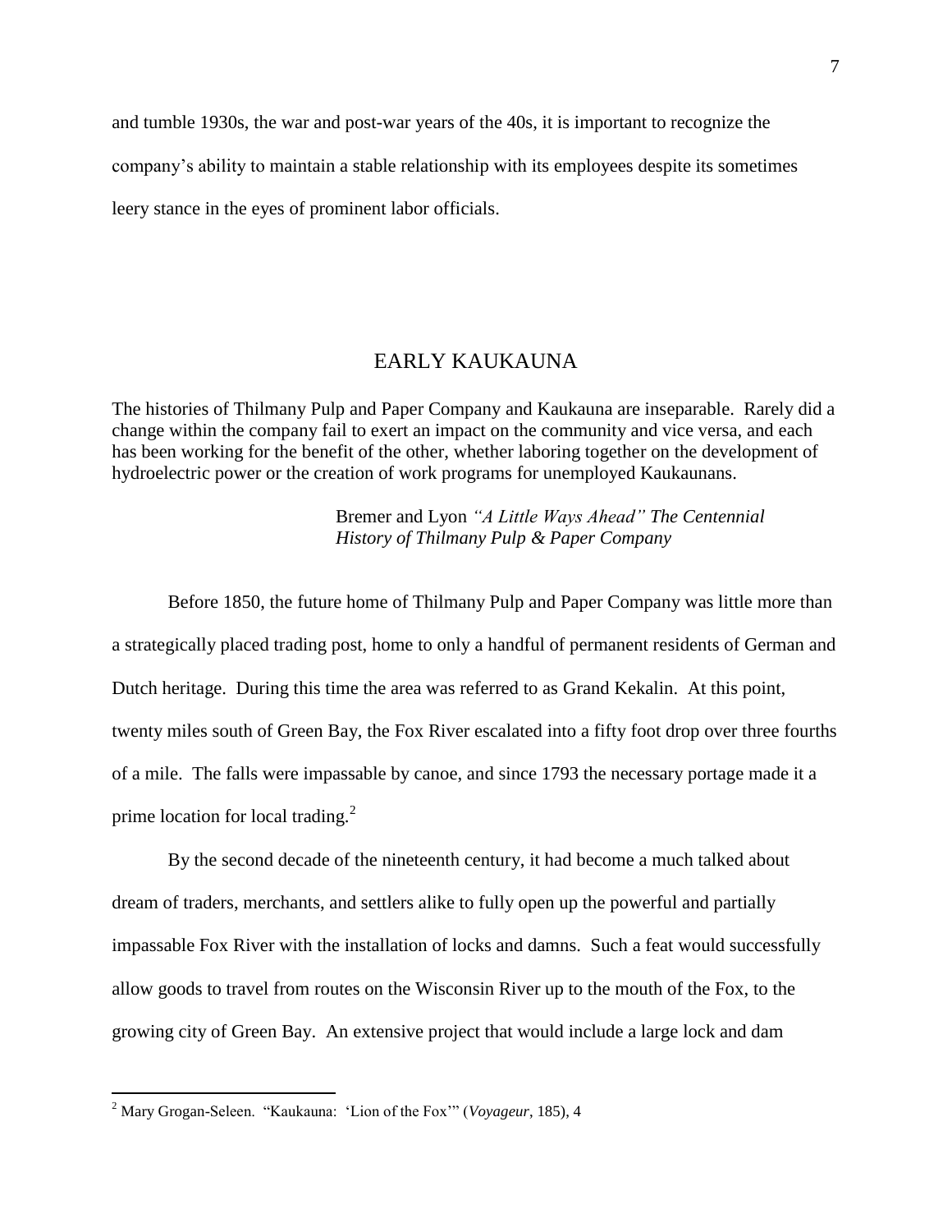and tumble 1930s, the war and post-war years of the 40s, it is important to recognize the company's ability to maintain a stable relationship with its employees despite its sometimes leery stance in the eyes of prominent labor officials.

## EARLY KAUKAUNA

The histories of Thilmany Pulp and Paper Company and Kaukauna are inseparable. Rarely did a change within the company fail to exert an impact on the community and vice versa, and each has been working for the benefit of the other, whether laboring together on the development of hydroelectric power or the creation of work programs for unemployed Kaukaunans.

> Bremer and Lyon *"A Little Ways Ahead" The Centennial History of Thilmany Pulp & Paper Company*

Before 1850, the future home of Thilmany Pulp and Paper Company was little more than a strategically placed trading post, home to only a handful of permanent residents of German and Dutch heritage. During this time the area was referred to as Grand Kekalin. At this point, twenty miles south of Green Bay, the Fox River escalated into a fifty foot drop over three fourths of a mile. The falls were impassable by canoe, and since 1793 the necessary portage made it a prime location for local trading.[2]

By the second decade of the nineteenth century, it had become a much talked about dream of traders, merchants, and settlers alike to fully open up the powerful and partially impassable Fox River with the installation of locks and damns. Such a feat would successfully allow goods to travel from routes on the Wisconsin River up to the mouth of the Fox, to the growing city of Green Bay. An extensive project that would include a large lock and dam

---

[2] Mary Grogan-Seleen. "Kaukauna: 'Lion of the Fox'" (*Voyageur*, 185), 4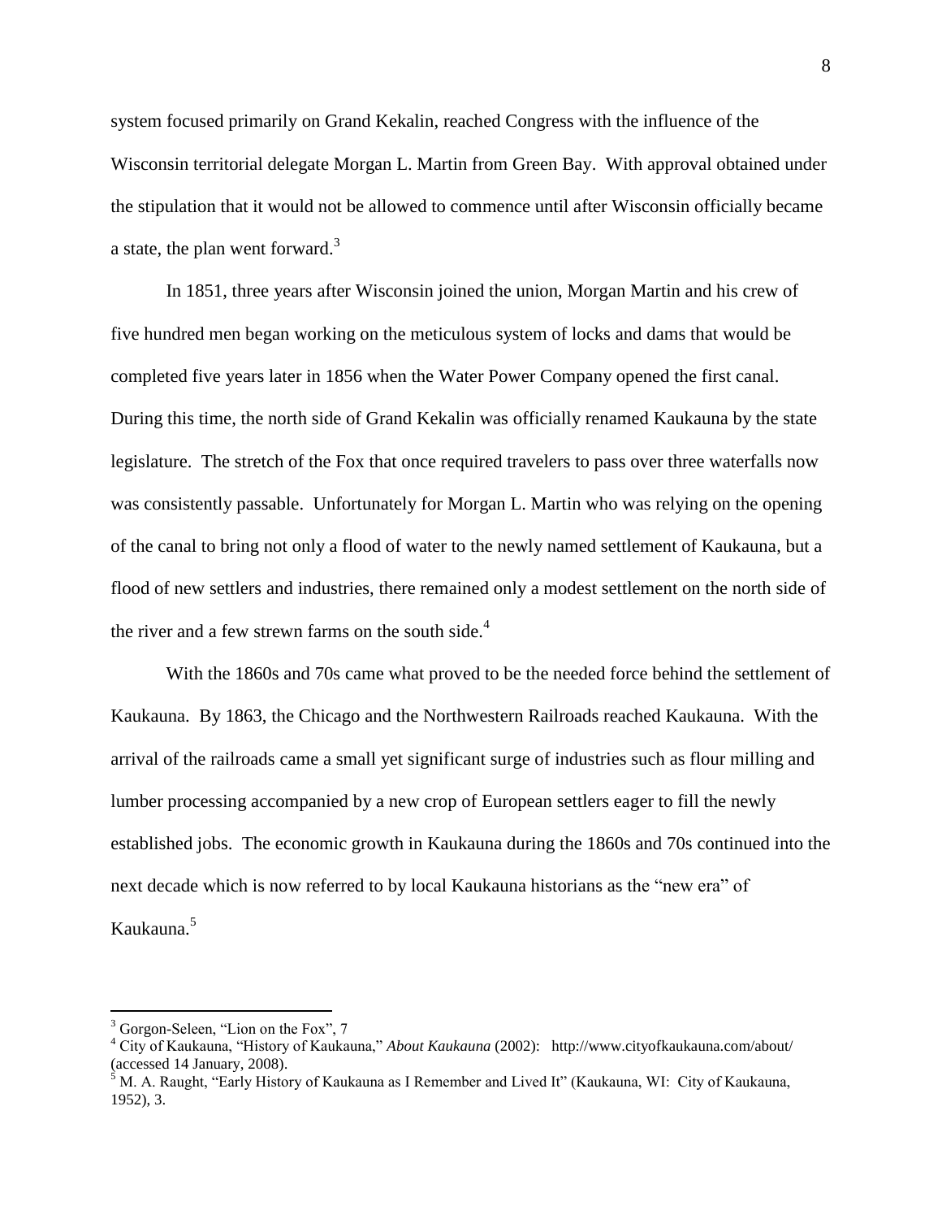system focused primarily on Grand Kekalin, reached Congress with the influence of the Wisconsin territorial delegate Morgan L. Martin from Green Bay. With approval obtained under the stipulation that it would not be allowed to commence until after Wisconsin officially became a state, the plan went forward.[3]

In 1851, three years after Wisconsin joined the union, Morgan Martin and his crew of five hundred men began working on the meticulous system of locks and dams that would be completed five years later in 1856 when the Water Power Company opened the first canal. During this time, the north side of Grand Kekalin was officially renamed Kaukauna by the state legislature. The stretch of the Fox that once required travelers to pass over three waterfalls now was consistently passable. Unfortunately for Morgan L. Martin who was relying on the opening of the canal to bring not only a flood of water to the newly named settlement of Kaukauna, but a flood of new settlers and industries, there remained only a modest settlement on the north side of the river and a few strewn farms on the south side.[4]

With the 1860s and 70s came what proved to be the needed force behind the settlement of Kaukauna. By 1863, the Chicago and the Northwestern Railroads reached Kaukauna. With the arrival of the railroads came a small yet significant surge of industries such as flour milling and lumber processing accompanied by a new crop of European settlers eager to fill the newly established jobs. The economic growth in Kaukauna during the 1860s and 70s continued into the next decade which is now referred to by local Kaukauna historians as the "new era" of Kaukauna.[5]

---

[3] Gorgon-Seleen, "Lion on the Fox", 7

[4] City of Kaukauna, "History of Kaukauna," *About Kaukauna* (2002): http://www.cityofkaukauna.com/about/ (accessed 14 January, 2008).

[5] M. A. Raught, "Early History of Kaukauna as I Remember and Lived It" (Kaukauna, WI: City of Kaukauna, 1952), 3.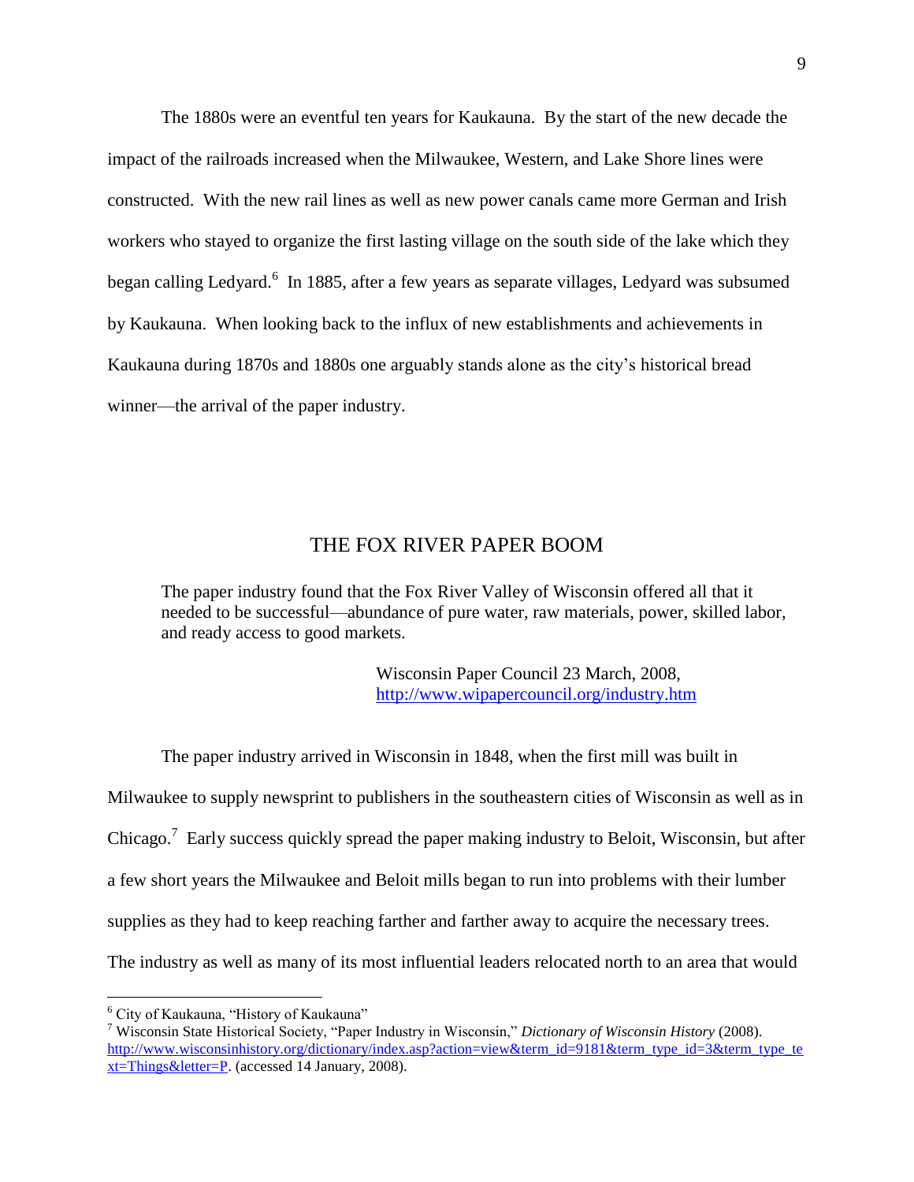The 1880s were an eventful ten years for Kaukauna. By the start of the new decade the impact of the railroads increased when the Milwaukee, Western, and Lake Shore lines were constructed. With the new rail lines as well as new power canals came more German and Irish workers who stayed to organize the first lasting village on the south side of the lake which they began calling Ledyard.[6] In 1885, after a few years as separate villages, Ledyard was subsumed by Kaukauna. When looking back to the influx of new establishments and achievements in Kaukauna during 1870s and 1880s one arguably stands alone as the city's historical bread winner—the arrival of the paper industry.

## THE FOX RIVER PAPER BOOM

> The paper industry found that the Fox River Valley of Wisconsin offered all that it needed to be successful—abundance of pure water, raw materials, power, skilled labor, and ready access to good markets.
>
> Wisconsin Paper Council 23 March, 2008, http://www.wipapercouncil.org/industry.htm

The paper industry arrived in Wisconsin in 1848, when the first mill was built in Milwaukee to supply newsprint to publishers in the southeastern cities of Wisconsin as well as in Chicago.[7] Early success quickly spread the paper making industry to Beloit, Wisconsin, but after a few short years the Milwaukee and Beloit mills began to run into problems with their lumber supplies as they had to keep reaching farther and farther away to acquire the necessary trees. The industry as well as many of its most influential leaders relocated north to an area that would

---

[6] City of Kaukauna, "History of Kaukauna"

[7] Wisconsin State Historical Society, "Paper Industry in Wisconsin," *Dictionary of Wisconsin History* (2008). http://www.wisconsinhistory.org/dictionary/index.asp?action=view&term_id=9181&term_type_id=3&term_type_text=Things&letter=P. (accessed 14 January, 2008).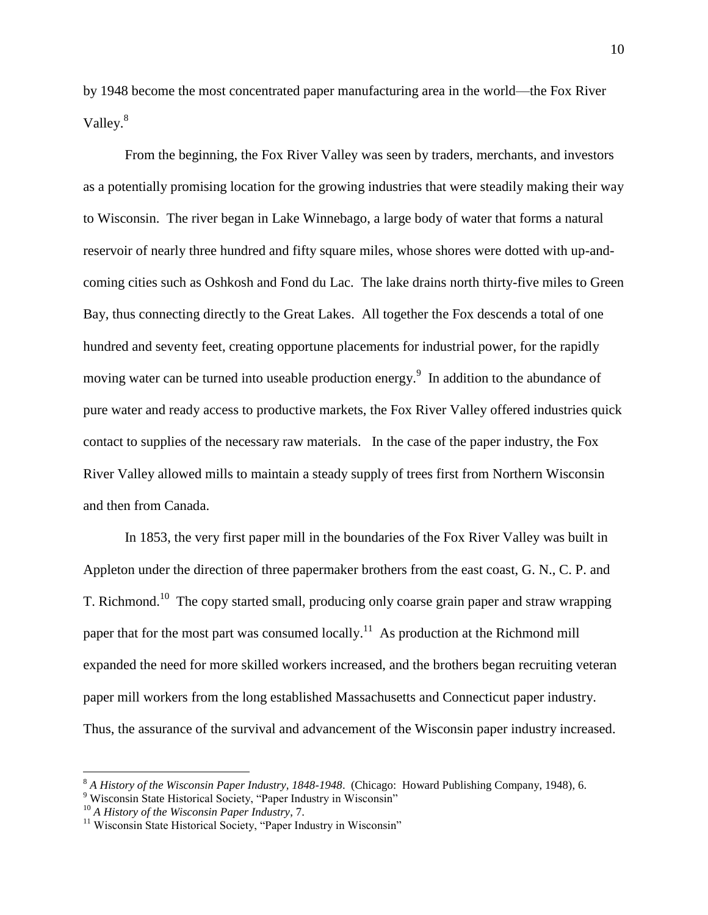by 1948 become the most concentrated paper manufacturing area in the world—the Fox River Valley.[8]

From the beginning, the Fox River Valley was seen by traders, merchants, and investors as a potentially promising location for the growing industries that were steadily making their way to Wisconsin. The river began in Lake Winnebago, a large body of water that forms a natural reservoir of nearly three hundred and fifty square miles, whose shores were dotted with up-and-coming cities such as Oshkosh and Fond du Lac. The lake drains north thirty-five miles to Green Bay, thus connecting directly to the Great Lakes. All together the Fox descends a total of one hundred and seventy feet, creating opportune placements for industrial power, for the rapidly moving water can be turned into useable production energy.[9] In addition to the abundance of pure water and ready access to productive markets, the Fox River Valley offered industries quick contact to supplies of the necessary raw materials. In the case of the paper industry, the Fox River Valley allowed mills to maintain a steady supply of trees first from Northern Wisconsin and then from Canada.

In 1853, the very first paper mill in the boundaries of the Fox River Valley was built in Appleton under the direction of three papermaker brothers from the east coast, G. N., C. P. and T. Richmond.[10] The copy started small, producing only coarse grain paper and straw wrapping paper that for the most part was consumed locally.[11] As production at the Richmond mill expanded the need for more skilled workers increased, and the brothers began recruiting veteran paper mill workers from the long established Massachusetts and Connecticut paper industry. Thus, the assurance of the survival and advancement of the Wisconsin paper industry increased.

---

[8] *A History of the Wisconsin Paper Industry, 1848-1948*. (Chicago: Howard Publishing Company, 1948), 6.

[9] Wisconsin State Historical Society, "Paper Industry in Wisconsin"

[10] *A History of the Wisconsin Paper Industry*, 7.

[11] Wisconsin State Historical Society, "Paper Industry in Wisconsin"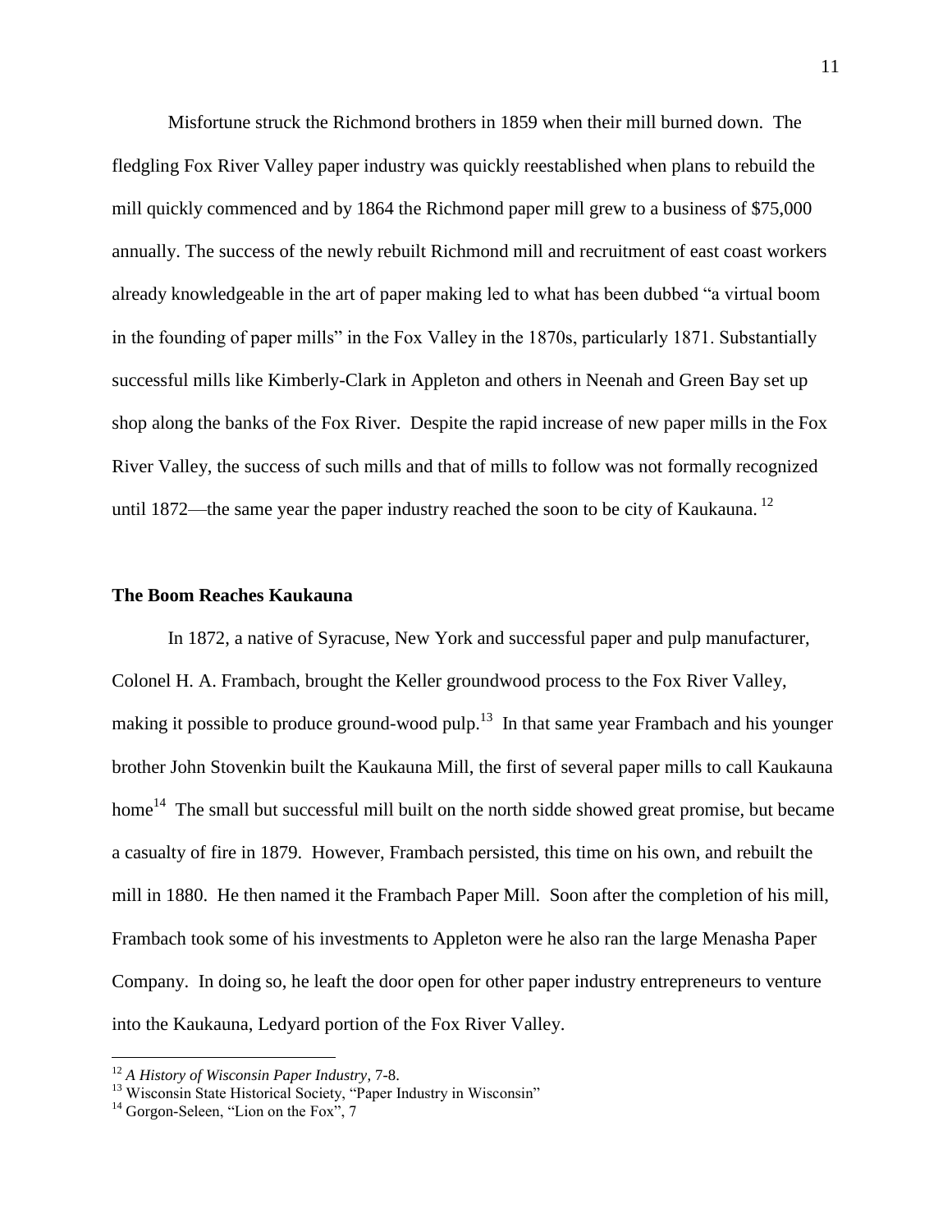Misfortune struck the Richmond brothers in 1859 when their mill burned down. The fledgling Fox River Valley paper industry was quickly reestablished when plans to rebuild the mill quickly commenced and by 1864 the Richmond paper mill grew to a business of $75,000 annually. The success of the newly rebuilt Richmond mill and recruitment of east coast workers already knowledgeable in the art of paper making led to what has been dubbed "a virtual boom in the founding of paper mills" in the Fox Valley in the 1870s, particularly 1871. Substantially successful mills like Kimberly-Clark in Appleton and others in Neenah and Green Bay set up shop along the banks of the Fox River. Despite the rapid increase of new paper mills in the Fox River Valley, the success of such mills and that of mills to follow was not formally recognized until 1872—the same year the paper industry reached the soon to be city of Kaukauna. [12]

## The Boom Reaches Kaukauna

In 1872, a native of Syracuse, New York and successful paper and pulp manufacturer, Colonel H. A. Frambach, brought the Keller groundwood process to the Fox River Valley, making it possible to produce ground-wood pulp.[13] In that same year Frambach and his younger brother John Stovenkin built the Kaukauna Mill, the first of several paper mills to call Kaukauna home[14] The small but successful mill built on the north sidde showed great promise, but became a casualty of fire in 1879. However, Frambach persisted, this time on his own, and rebuilt the mill in 1880. He then named it the Frambach Paper Mill. Soon after the completion of his mill, Frambach took some of his investments to Appleton were he also ran the large Menasha Paper Company. In doing so, he leaft the door open for other paper industry entrepreneurs to venture into the Kaukauna, Ledyard portion of the Fox River Valley.

---

[12] *A History of Wisconsin Paper Industry*, 7-8.

[13] Wisconsin State Historical Society, "Paper Industry in Wisconsin"

[14] Gorgon-Seleen, "Lion on the Fox", 7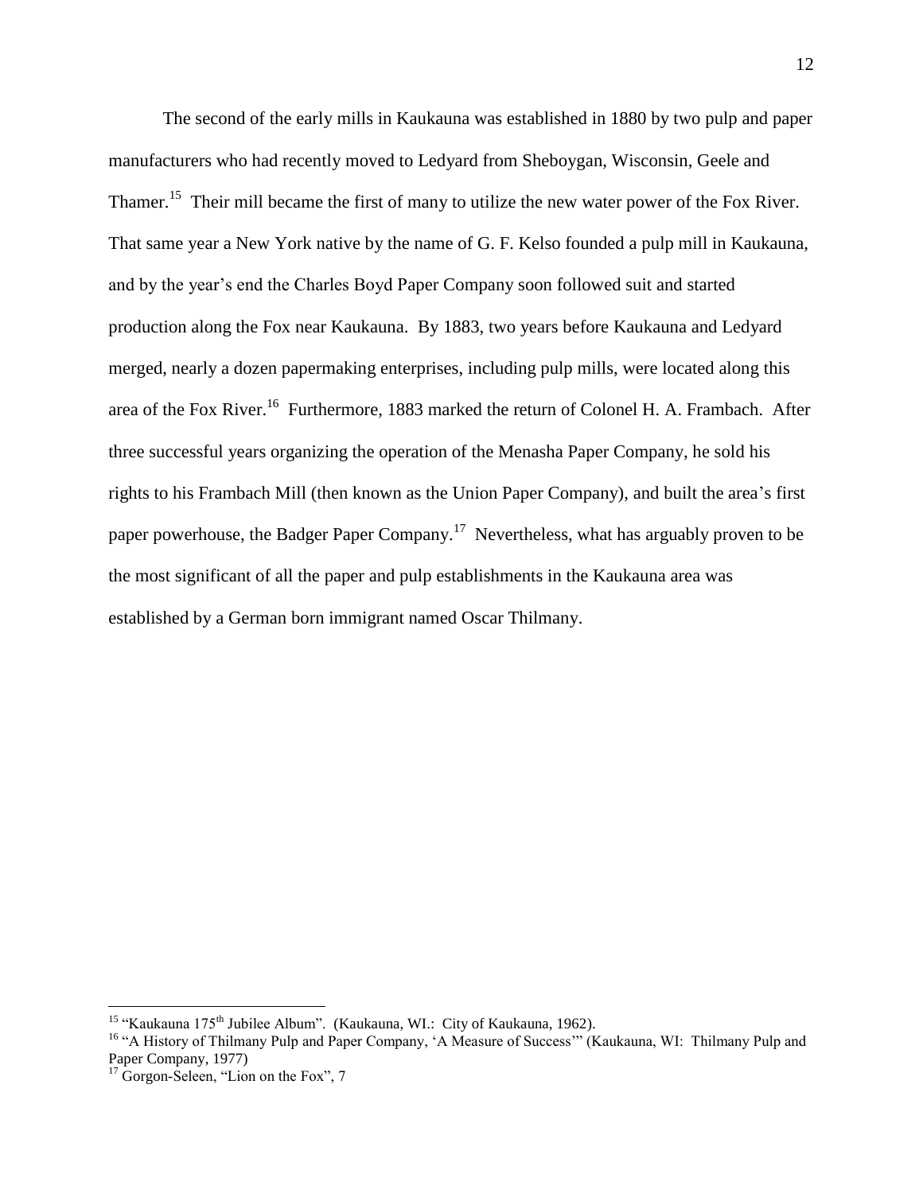The second of the early mills in Kaukauna was established in 1880 by two pulp and paper manufacturers who had recently moved to Ledyard from Sheboygan, Wisconsin, Geele and Thamer.[15] Their mill became the first of many to utilize the new water power of the Fox River. That same year a New York native by the name of G. F. Kelso founded a pulp mill in Kaukauna, and by the year's end the Charles Boyd Paper Company soon followed suit and started production along the Fox near Kaukauna. By 1883, two years before Kaukauna and Ledyard merged, nearly a dozen papermaking enterprises, including pulp mills, were located along this area of the Fox River.[16] Furthermore, 1883 marked the return of Colonel H. A. Frambach. After three successful years organizing the operation of the Menasha Paper Company, he sold his rights to his Frambach Mill (then known as the Union Paper Company), and built the area's first paper powerhouse, the Badger Paper Company.[17] Nevertheless, what has arguably proven to be the most significant of all the paper and pulp establishments in the Kaukauna area was established by a German born immigrant named Oscar Thilmany.

---

[15] "Kaukauna 175th Jubilee Album". (Kaukauna, WI.: City of Kaukauna, 1962).

[16] "A History of Thilmany Pulp and Paper Company, 'A Measure of Success'" (Kaukauna, WI: Thilmany Pulp and Paper Company, 1977)

[17] Gorgon-Seleen, "Lion on the Fox", 7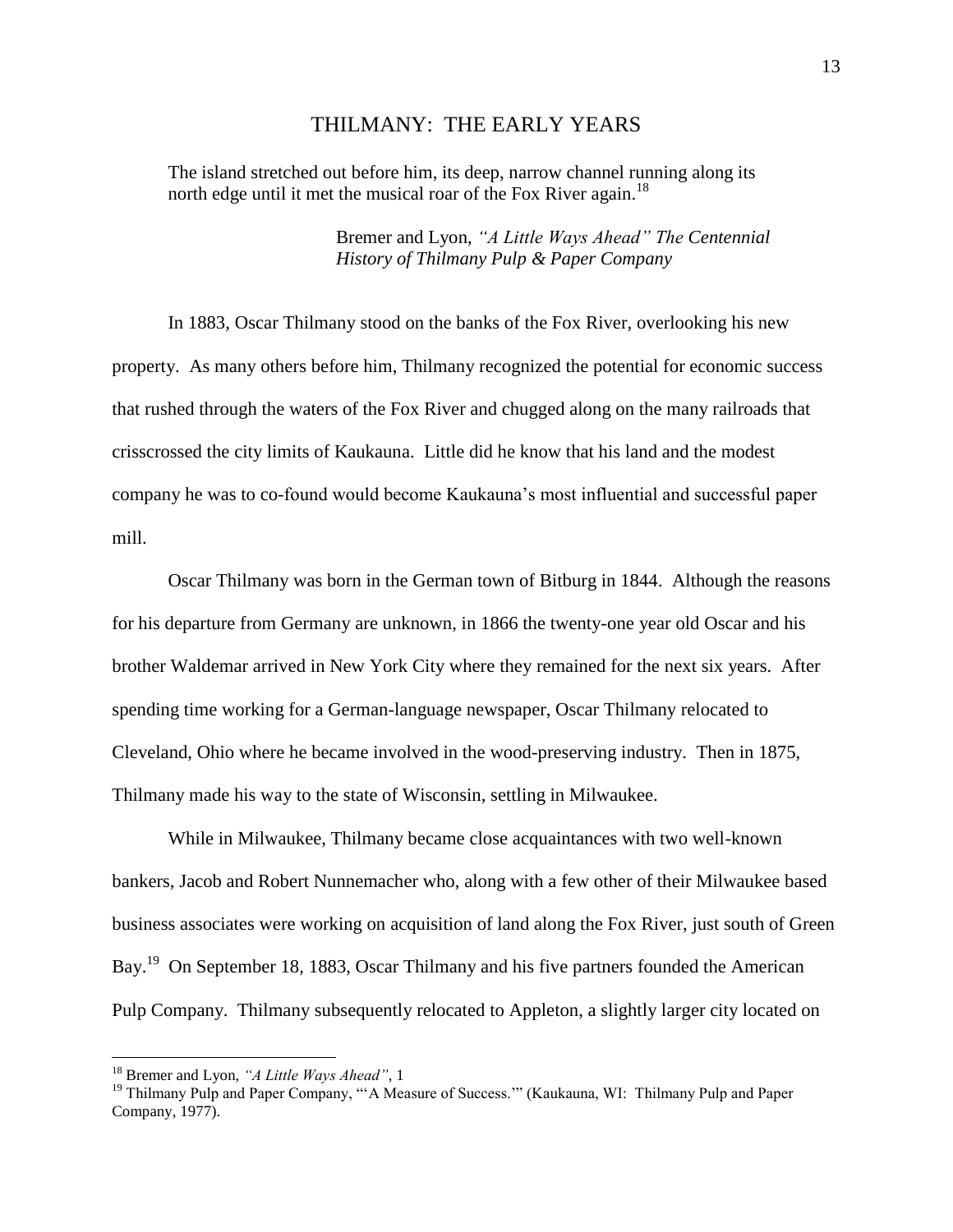## THILMANY: THE EARLY YEARS

> The island stretched out before him, its deep, narrow channel running along its north edge until it met the musical roar of the Fox River again.[18]
>
> Bremer and Lyon, *"A Little Ways Ahead" The Centennial History of Thilmany Pulp & Paper Company*

In 1883, Oscar Thilmany stood on the banks of the Fox River, overlooking his new property. As many others before him, Thilmany recognized the potential for economic success that rushed through the waters of the Fox River and chugged along on the many railroads that crisscrossed the city limits of Kaukauna. Little did he know that his land and the modest company he was to co-found would become Kaukauna's most influential and successful paper mill.

Oscar Thilmany was born in the German town of Bitburg in 1844. Although the reasons for his departure from Germany are unknown, in 1866 the twenty-one year old Oscar and his brother Waldemar arrived in New York City where they remained for the next six years. After spending time working for a German-language newspaper, Oscar Thilmany relocated to Cleveland, Ohio where he became involved in the wood-preserving industry. Then in 1875, Thilmany made his way to the state of Wisconsin, settling in Milwaukee.

While in Milwaukee, Thilmany became close acquaintances with two well-known bankers, Jacob and Robert Nunnemacher who, along with a few other of their Milwaukee based business associates were working on acquisition of land along the Fox River, just south of Green Bay.[19] On September 18, 1883, Oscar Thilmany and his five partners founded the American Pulp Company. Thilmany subsequently relocated to Appleton, a slightly larger city located on

---

[18] Bremer and Lyon, *"A Little Ways Ahead"*, 1

[19] Thilmany Pulp and Paper Company, "'A Measure of Success.'" (Kaukauna, WI: Thilmany Pulp and Paper Company, 1977).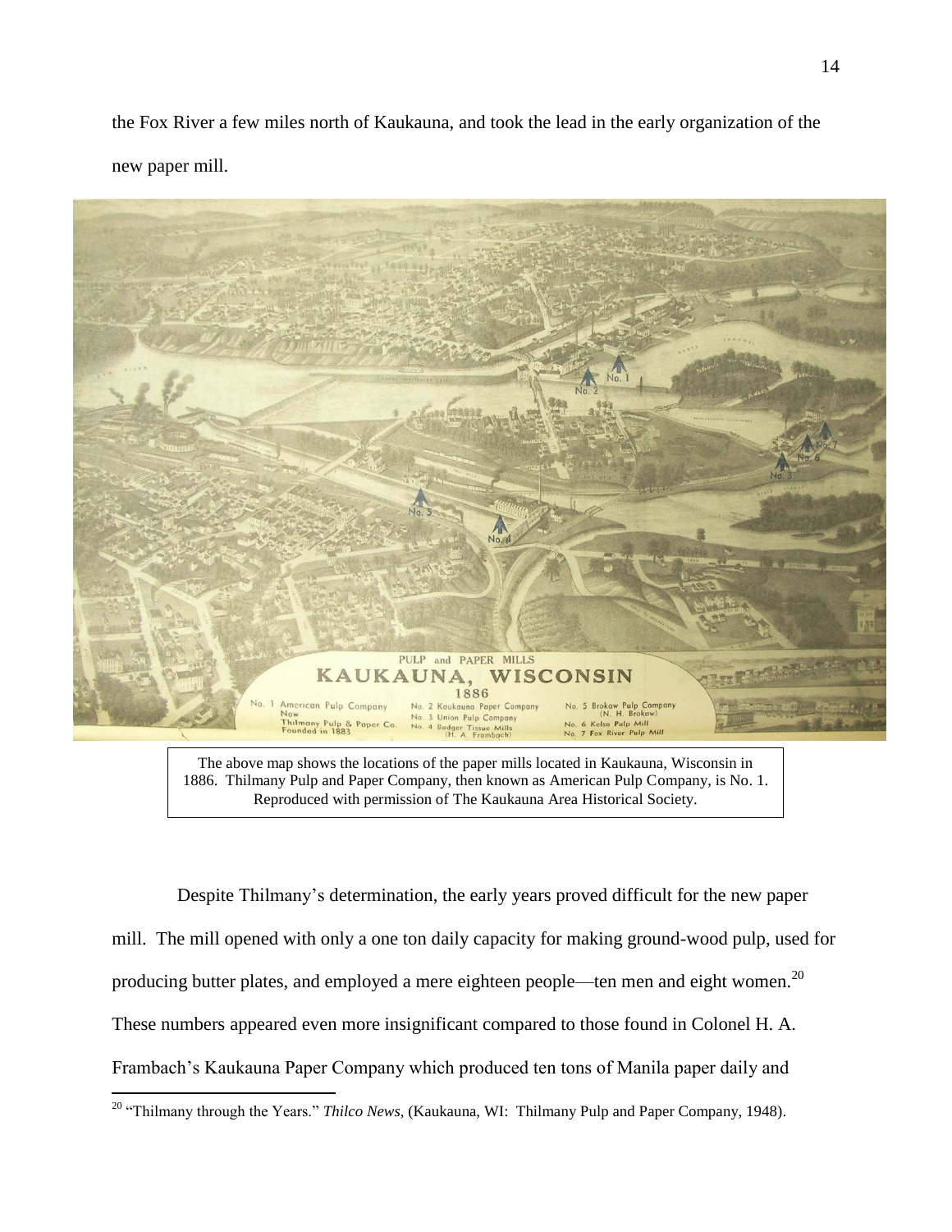the Fox River a few miles north of Kaukauna, and took the lead in the early organization of the new paper mill.

The above map shows the locations of the paper mills located in Kaukauna, Wisconsin in 1886. Thilmany Pulp and Paper Company, then known as American Pulp Company, is No. 1. Reproduced with permission of The Kaukauna Area Historical Society.

Despite Thilmany's determination, the early years proved difficult for the new paper mill. The mill opened with only a one ton daily capacity for making ground-wood pulp, used for producing butter plates, and employed a mere eighteen people—ten men and eight women.[20] These numbers appeared even more insignificant compared to those found in Colonel H. A. Frambach's Kaukauna Paper Company which produced ten tons of Manila paper daily and

[20] "Thilmany through the Years." *Thilco News*, (Kaukauna, WI: Thilmany Pulp and Paper Company, 1948).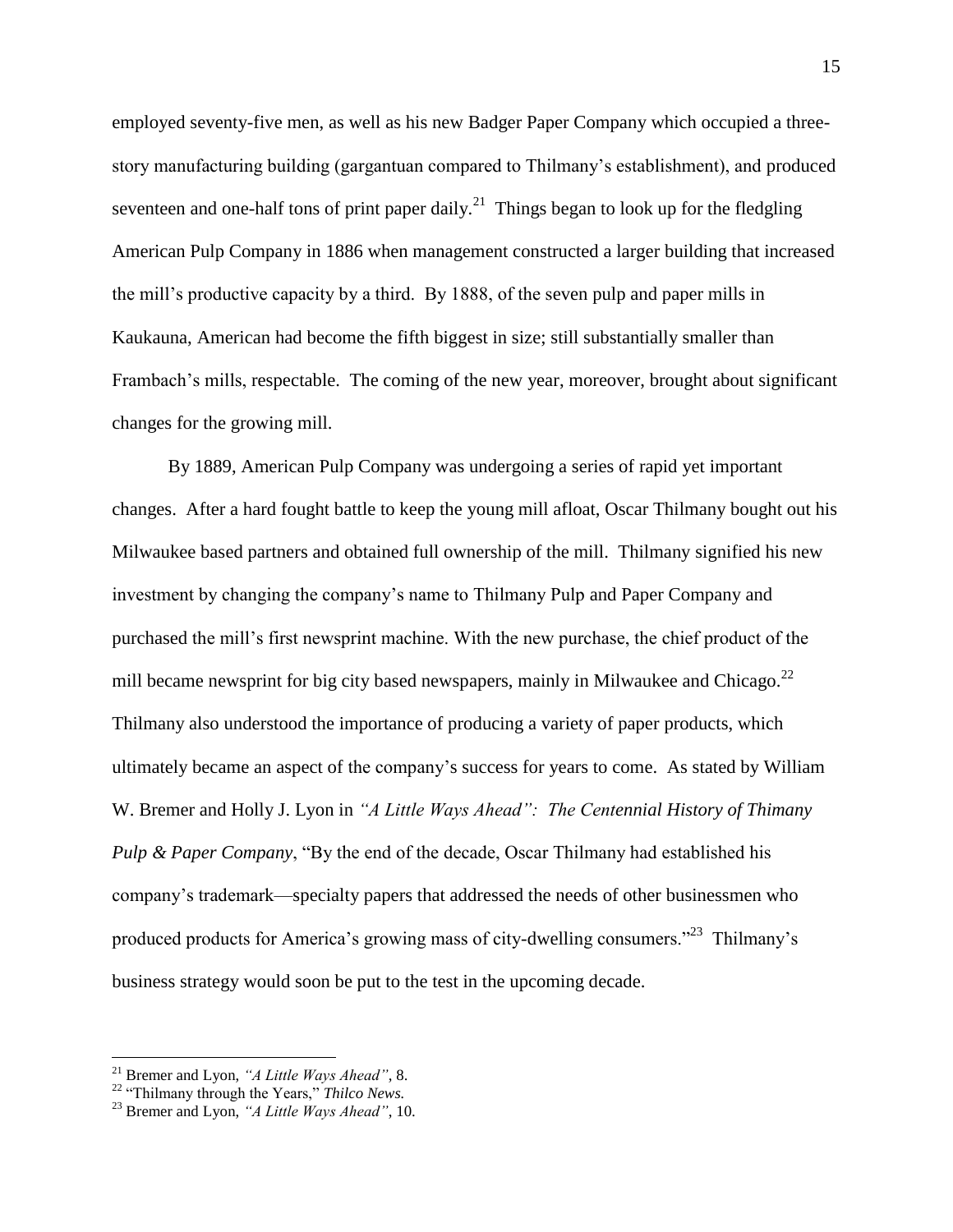employed seventy-five men, as well as his new Badger Paper Company which occupied a three-story manufacturing building (gargantuan compared to Thilmany's establishment), and produced seventeen and one-half tons of print paper daily.[21] Things began to look up for the fledgling American Pulp Company in 1886 when management constructed a larger building that increased the mill's productive capacity by a third. By 1888, of the seven pulp and paper mills in Kaukauna, American had become the fifth biggest in size; still substantially smaller than Frambach's mills, respectable. The coming of the new year, moreover, brought about significant changes for the growing mill.

By 1889, American Pulp Company was undergoing a series of rapid yet important changes. After a hard fought battle to keep the young mill afloat, Oscar Thilmany bought out his Milwaukee based partners and obtained full ownership of the mill. Thilmany signified his new investment by changing the company's name to Thilmany Pulp and Paper Company and purchased the mill's first newsprint machine. With the new purchase, the chief product of the mill became newsprint for big city based newspapers, mainly in Milwaukee and Chicago.[22] Thilmany also understood the importance of producing a variety of paper products, which ultimately became an aspect of the company's success for years to come. As stated by William W. Bremer and Holly J. Lyon in *"A Little Ways Ahead": The Centennial History of Thimany Pulp & Paper Company*, "By the end of the decade, Oscar Thilmany had established his company's trademark—specialty papers that addressed the needs of other businessmen who produced products for America's growing mass of city-dwelling consumers."[23] Thilmany's business strategy would soon be put to the test in the upcoming decade.

---

[21] Bremer and Lyon, *"A Little Ways Ahead"*, 8.

[22] "Thilmany through the Years," *Thilco News.*

[23] Bremer and Lyon, *"A Little Ways Ahead"*, 10.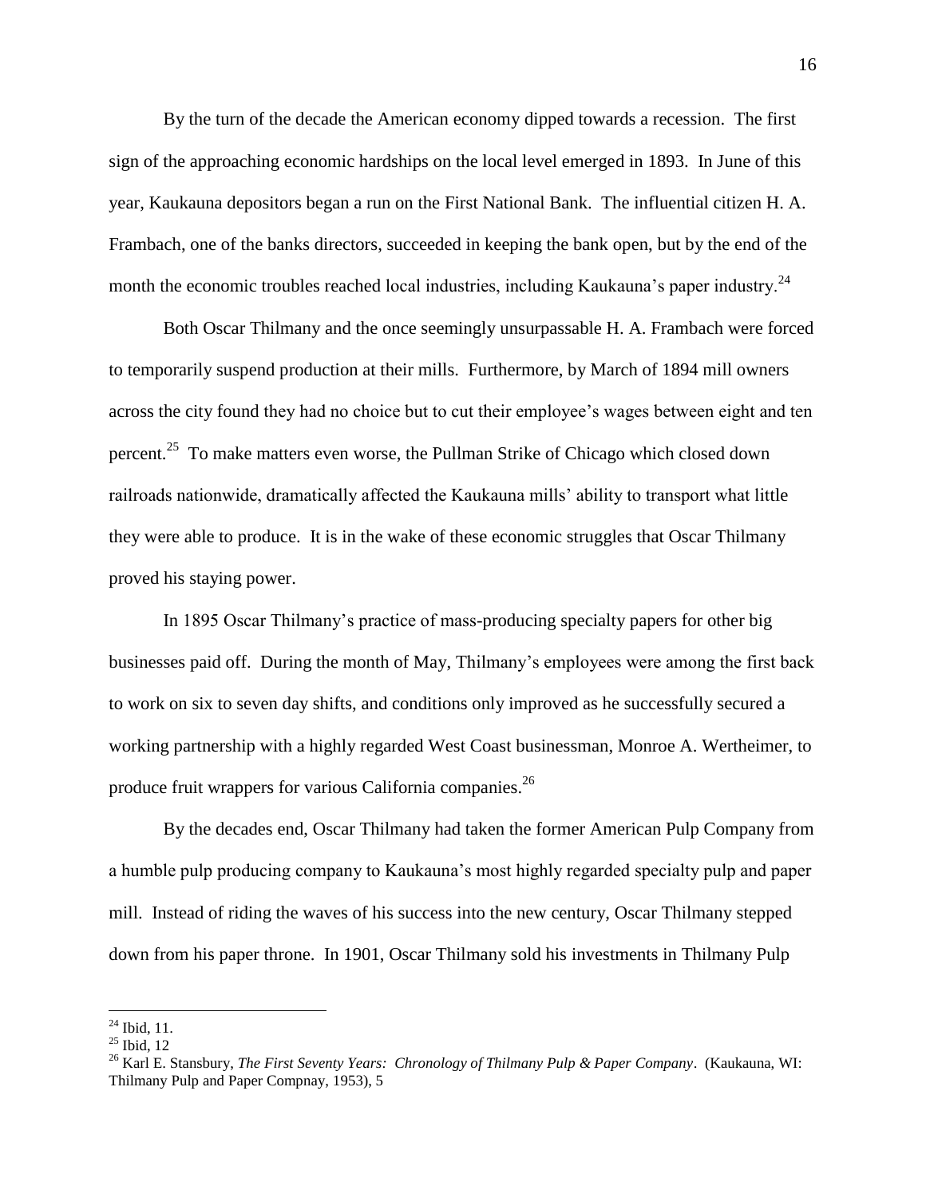By the turn of the decade the American economy dipped towards a recession. The first sign of the approaching economic hardships on the local level emerged in 1893. In June of this year, Kaukauna depositors began a run on the First National Bank. The influential citizen H. A. Frambach, one of the banks directors, succeeded in keeping the bank open, but by the end of the month the economic troubles reached local industries, including Kaukauna's paper industry.[24]

Both Oscar Thilmany and the once seemingly unsurpassable H. A. Frambach were forced to temporarily suspend production at their mills. Furthermore, by March of 1894 mill owners across the city found they had no choice but to cut their employee's wages between eight and ten percent.[25] To make matters even worse, the Pullman Strike of Chicago which closed down railroads nationwide, dramatically affected the Kaukauna mills' ability to transport what little they were able to produce. It is in the wake of these economic struggles that Oscar Thilmany proved his staying power.

In 1895 Oscar Thilmany's practice of mass-producing specialty papers for other big businesses paid off. During the month of May, Thilmany's employees were among the first back to work on six to seven day shifts, and conditions only improved as he successfully secured a working partnership with a highly regarded West Coast businessman, Monroe A. Wertheimer, to produce fruit wrappers for various California companies.[26]

By the decades end, Oscar Thilmany had taken the former American Pulp Company from a humble pulp producing company to Kaukauna's most highly regarded specialty pulp and paper mill. Instead of riding the waves of his success into the new century, Oscar Thilmany stepped down from his paper throne. In 1901, Oscar Thilmany sold his investments in Thilmany Pulp

---

[24] Ibid, 11.

[25] Ibid, 12

[26] Karl E. Stansbury, *The First Seventy Years: Chronology of Thilmany Pulp & Paper Company*. (Kaukauna, WI: Thilmany Pulp and Paper Compnay, 1953), 5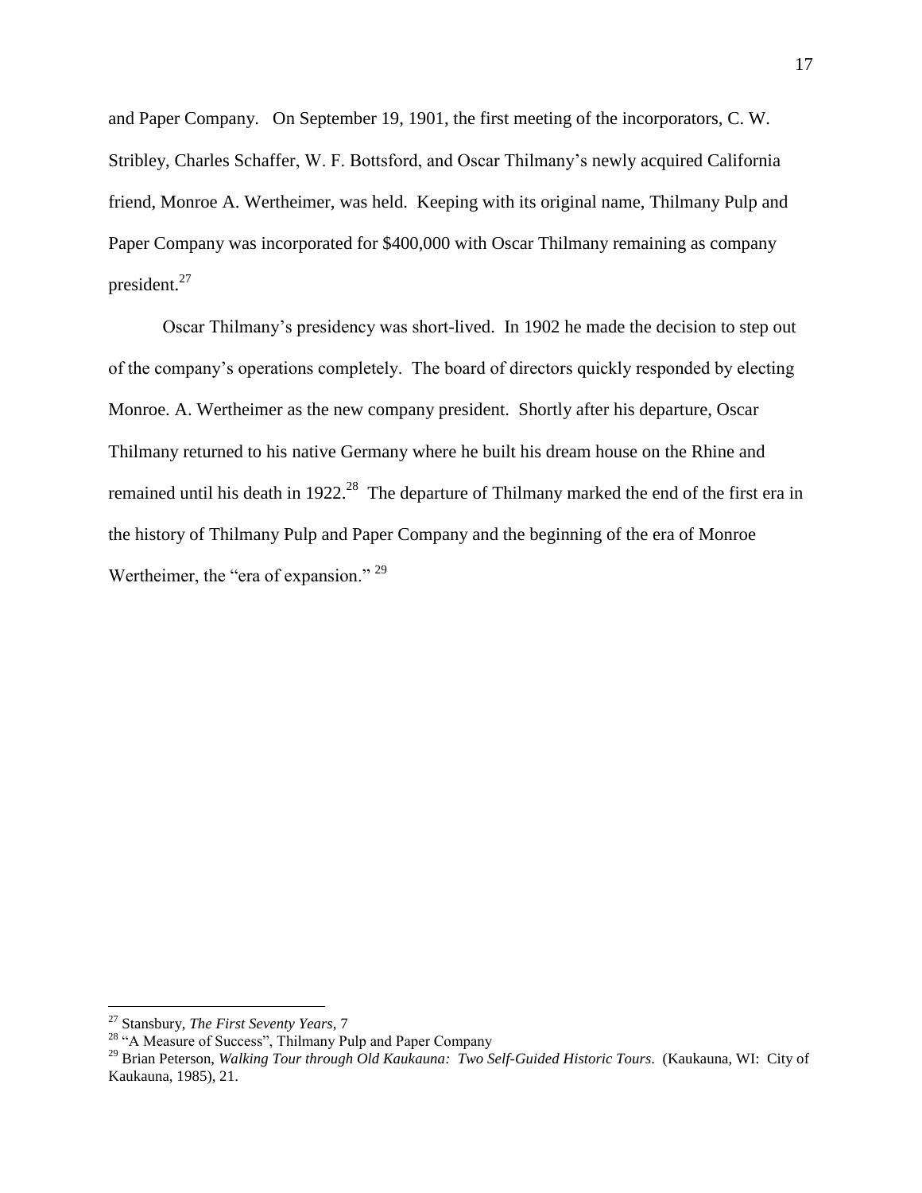and Paper Company. On September 19, 1901, the first meeting of the incorporators, C. W. Stribley, Charles Schaffer, W. F. Bottsford, and Oscar Thilmany's newly acquired California friend, Monroe A. Wertheimer, was held. Keeping with its original name, Thilmany Pulp and Paper Company was incorporated for $400,000 with Oscar Thilmany remaining as company president.[27]

Oscar Thilmany's presidency was short-lived. In 1902 he made the decision to step out of the company's operations completely. The board of directors quickly responded by electing Monroe. A. Wertheimer as the new company president. Shortly after his departure, Oscar Thilmany returned to his native Germany where he built his dream house on the Rhine and remained until his death in 1922.[28] The departure of Thilmany marked the end of the first era in the history of Thilmany Pulp and Paper Company and the beginning of the era of Monroe Wertheimer, the "era of expansion." [29]

---

[27] Stansbury, *The First Seventy Years*, 7

[28] "A Measure of Success", Thilmany Pulp and Paper Company

[29] Brian Peterson, *Walking Tour through Old Kaukauna: Two Self-Guided Historic Tours.* (Kaukauna, WI: City of Kaukauna, 1985), 21.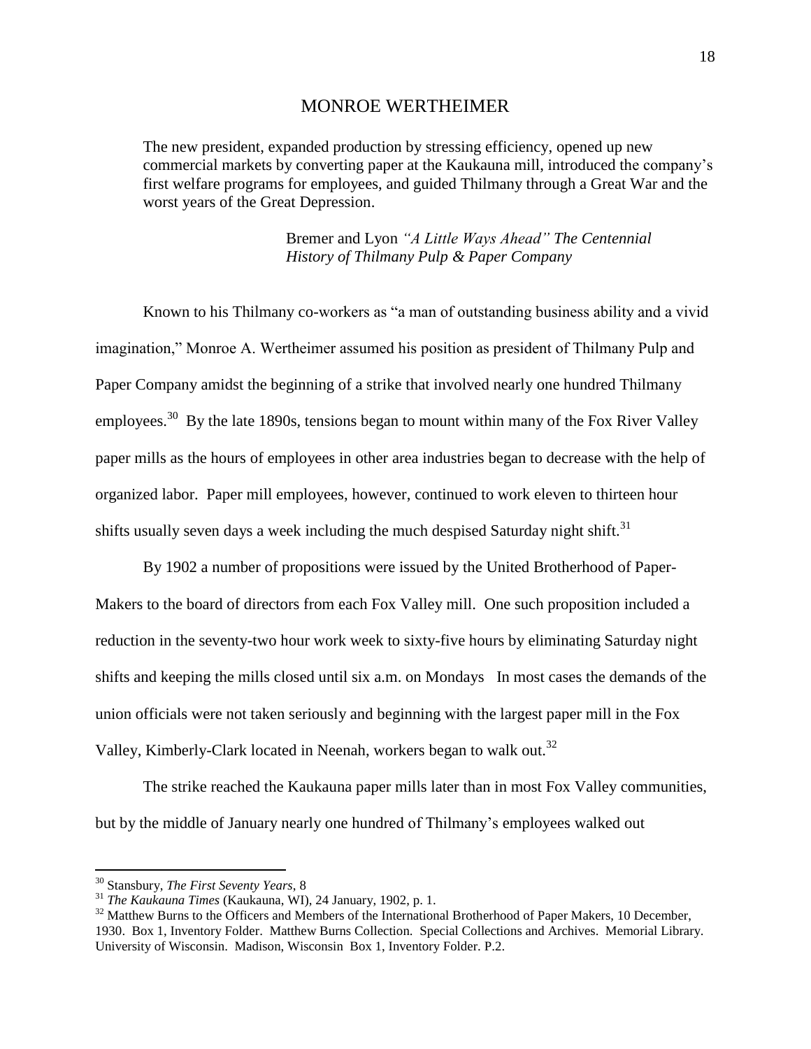## MONROE WERTHEIMER

> The new president, expanded production by stressing efficiency, opened up new commercial markets by converting paper at the Kaukauna mill, introduced the company's first welfare programs for employees, and guided Thilmany through a Great War and the worst years of the Great Depression.
>
> Bremer and Lyon *"A Little Ways Ahead" The Centennial History of Thilmany Pulp & Paper Company*

Known to his Thilmany co-workers as "a man of outstanding business ability and a vivid imagination," Monroe A. Wertheimer assumed his position as president of Thilmany Pulp and Paper Company amidst the beginning of a strike that involved nearly one hundred Thilmany employees.[30] By the late 1890s, tensions began to mount within many of the Fox River Valley paper mills as the hours of employees in other area industries began to decrease with the help of organized labor. Paper mill employees, however, continued to work eleven to thirteen hour shifts usually seven days a week including the much despised Saturday night shift.[31]

By 1902 a number of propositions were issued by the United Brotherhood of Paper-Makers to the board of directors from each Fox Valley mill. One such proposition included a reduction in the seventy-two hour work week to sixty-five hours by eliminating Saturday night shifts and keeping the mills closed until six a.m. on Mondays In most cases the demands of the union officials were not taken seriously and beginning with the largest paper mill in the Fox Valley, Kimberly-Clark located in Neenah, workers began to walk out.[32]

The strike reached the Kaukauna paper mills later than in most Fox Valley communities, but by the middle of January nearly one hundred of Thilmany's employees walked out

---

[30] Stansbury, *The First Seventy Years*, 8

[31] *The Kaukauna Times* (Kaukauna, WI), 24 January, 1902, p. 1.

[32] Matthew Burns to the Officers and Members of the International Brotherhood of Paper Makers, 10 December, 1930. Box 1, Inventory Folder. Matthew Burns Collection. Special Collections and Archives. Memorial Library. University of Wisconsin. Madison, Wisconsin Box 1, Inventory Folder. P.2.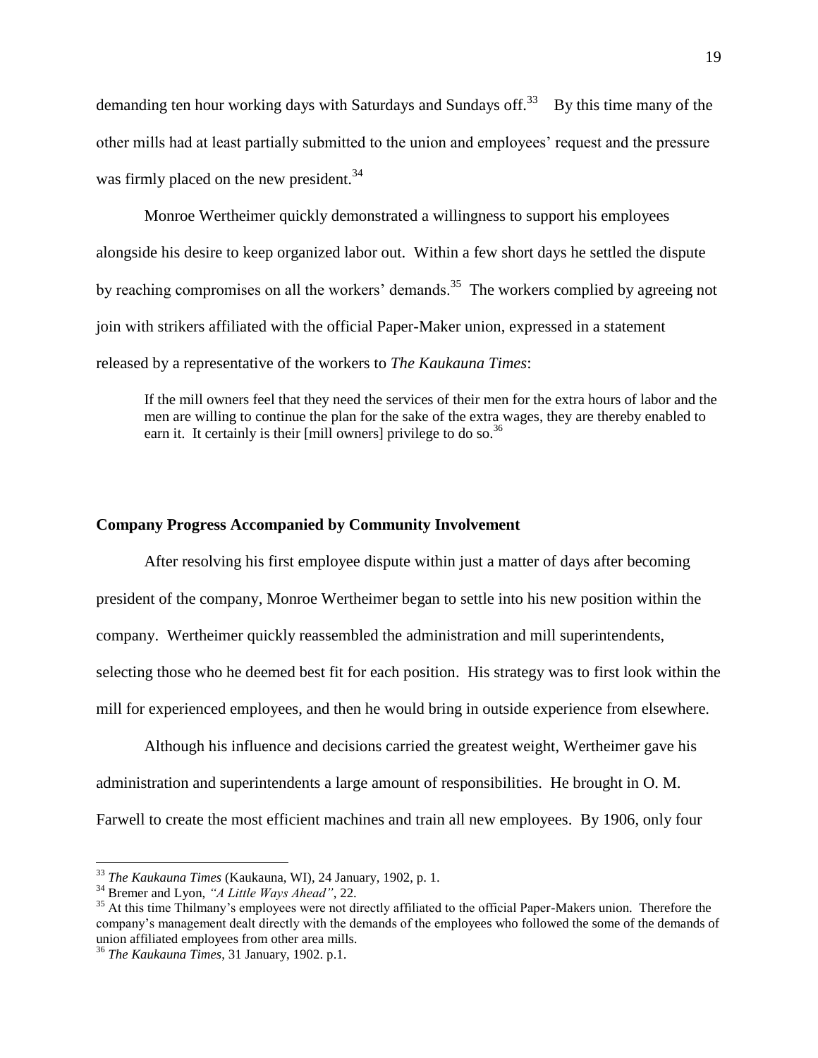demanding ten hour working days with Saturdays and Sundays off.[33] By this time many of the other mills had at least partially submitted to the union and employees' request and the pressure was firmly placed on the new president.[34]

Monroe Wertheimer quickly demonstrated a willingness to support his employees alongside his desire to keep organized labor out. Within a few short days he settled the dispute by reaching compromises on all the workers' demands.[35] The workers complied by agreeing not join with strikers affiliated with the official Paper-Maker union, expressed in a statement released by a representative of the workers to *The Kaukauna Times*:

> If the mill owners feel that they need the services of their men for the extra hours of labor and the men are willing to continue the plan for the sake of the extra wages, they are thereby enabled to earn it. It certainly is their [mill owners] privilege to do so.[36]

### Company Progress Accompanied by Community Involvement

After resolving his first employee dispute within just a matter of days after becoming president of the company, Monroe Wertheimer began to settle into his new position within the company. Wertheimer quickly reassembled the administration and mill superintendents, selecting those who he deemed best fit for each position. His strategy was to first look within the mill for experienced employees, and then he would bring in outside experience from elsewhere.

Although his influence and decisions carried the greatest weight, Wertheimer gave his administration and superintendents a large amount of responsibilities. He brought in O. M. Farwell to create the most efficient machines and train all new employees. By 1906, only four

---

[33] *The Kaukauna Times* (Kaukauna, WI), 24 January, 1902, p. 1.

[34] Bremer and Lyon, *"A Little Ways Ahead"*, 22.

[35] At this time Thilmany's employees were not directly affiliated to the official Paper-Makers union. Therefore the company's management dealt directly with the demands of the employees who followed the some of the demands of union affiliated employees from other area mills.

[36] *The Kaukauna Times*, 31 January, 1902. p.1.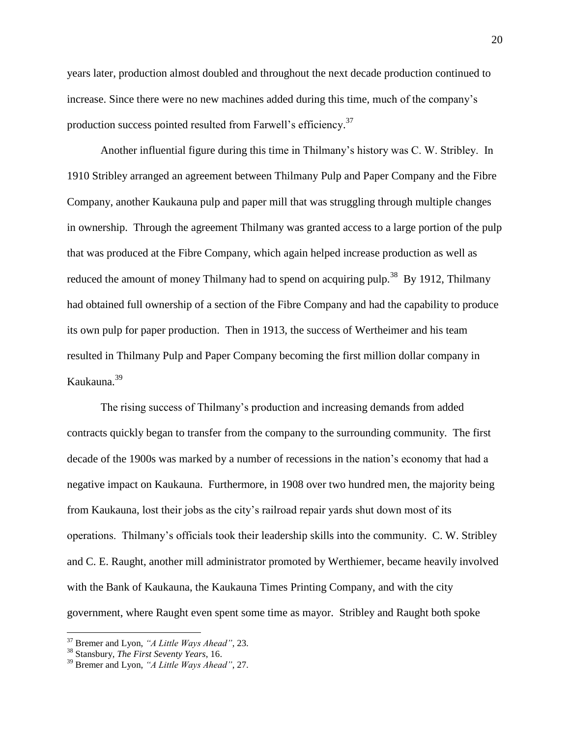years later, production almost doubled and throughout the next decade production continued to increase. Since there were no new machines added during this time, much of the company's production success pointed resulted from Farwell's efficiency.[37]

Another influential figure during this time in Thilmany's history was C. W. Stribley. In 1910 Stribley arranged an agreement between Thilmany Pulp and Paper Company and the Fibre Company, another Kaukauna pulp and paper mill that was struggling through multiple changes in ownership. Through the agreement Thilmany was granted access to a large portion of the pulp that was produced at the Fibre Company, which again helped increase production as well as reduced the amount of money Thilmany had to spend on acquiring pulp.[38] By 1912, Thilmany had obtained full ownership of a section of the Fibre Company and had the capability to produce its own pulp for paper production. Then in 1913, the success of Wertheimer and his team resulted in Thilmany Pulp and Paper Company becoming the first million dollar company in Kaukauna.[39]

The rising success of Thilmany's production and increasing demands from added contracts quickly began to transfer from the company to the surrounding community. The first decade of the 1900s was marked by a number of recessions in the nation's economy that had a negative impact on Kaukauna. Furthermore, in 1908 over two hundred men, the majority being from Kaukauna, lost their jobs as the city's railroad repair yards shut down most of its operations. Thilmany's officials took their leadership skills into the community. C. W. Stribley and C. E. Raught, another mill administrator promoted by Werthiemer, became heavily involved with the Bank of Kaukauna, the Kaukauna Times Printing Company, and with the city government, where Raught even spent some time as mayor. Stribley and Raught both spoke

---

[37] Bremer and Lyon, *"A Little Ways Ahead"*, 23.

[38] Stansbury, *The First Seventy Years*, 16.

[39] Bremer and Lyon, *"A Little Ways Ahead"*, 27.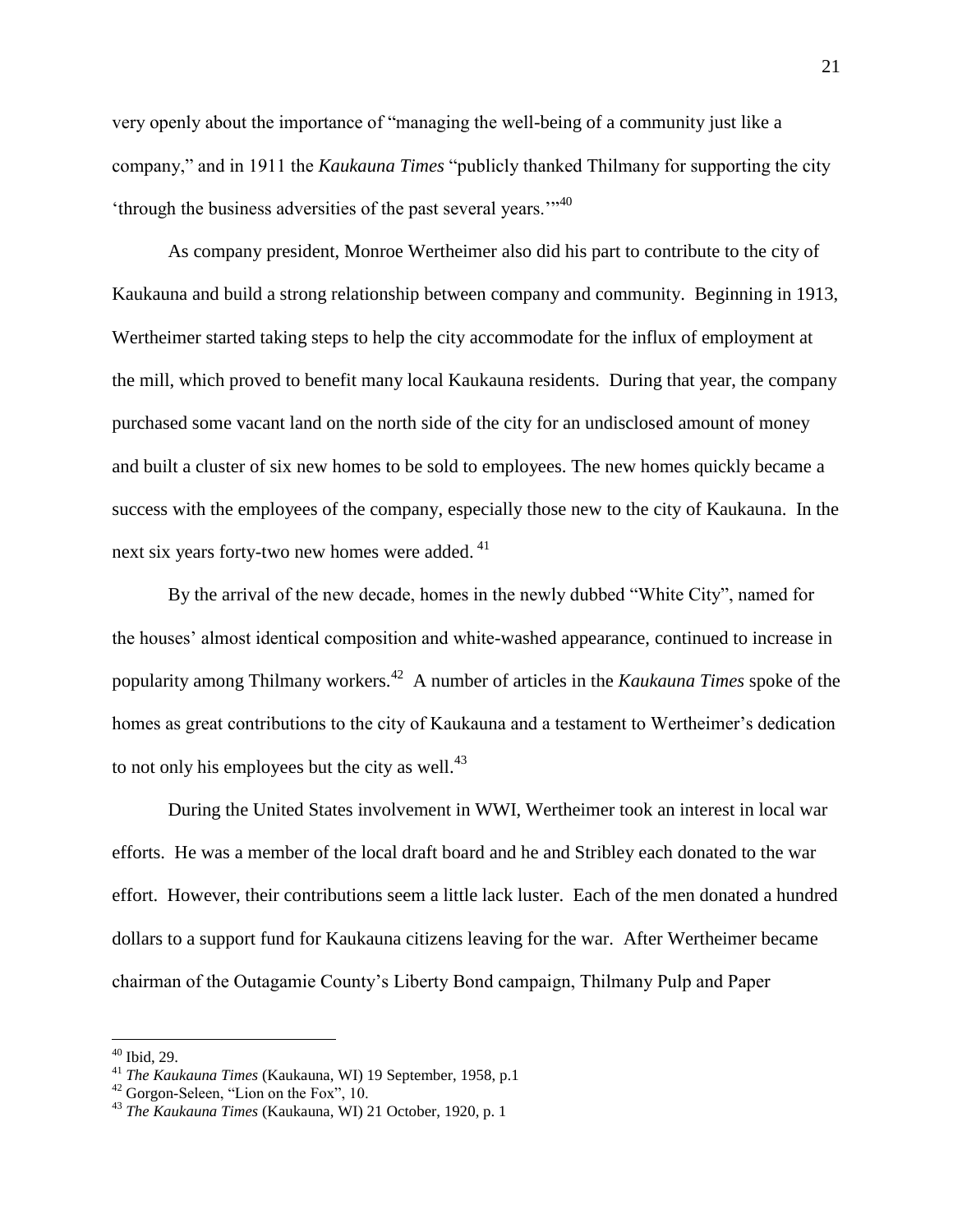very openly about the importance of "managing the well-being of a community just like a company," and in 1911 the *Kaukauna Times* "publicly thanked Thilmany for supporting the city 'through the business adversities of the past several years.'"[40]

As company president, Monroe Wertheimer also did his part to contribute to the city of Kaukauna and build a strong relationship between company and community. Beginning in 1913, Wertheimer started taking steps to help the city accommodate for the influx of employment at the mill, which proved to benefit many local Kaukauna residents. During that year, the company purchased some vacant land on the north side of the city for an undisclosed amount of money and built a cluster of six new homes to be sold to employees. The new homes quickly became a success with the employees of the company, especially those new to the city of Kaukauna. In the next six years forty-two new homes were added.[41]

By the arrival of the new decade, homes in the newly dubbed "White City", named for the houses' almost identical composition and white-washed appearance, continued to increase in popularity among Thilmany workers.[42] A number of articles in the *Kaukauna Times* spoke of the homes as great contributions to the city of Kaukauna and a testament to Wertheimer's dedication to not only his employees but the city as well.[43]

During the United States involvement in WWI, Wertheimer took an interest in local war efforts. He was a member of the local draft board and he and Stribley each donated to the war effort. However, their contributions seem a little lack luster. Each of the men donated a hundred dollars to a support fund for Kaukauna citizens leaving for the war. After Wertheimer became chairman of the Outagamie County's Liberty Bond campaign, Thilmany Pulp and Paper

---

[40] Ibid, 29.

[41] *The Kaukauna Times* (Kaukauna, WI) 19 September, 1958, p.1

[42] Gorgon-Seleen, "Lion on the Fox", 10.

[43] *The Kaukauna Times* (Kaukauna, WI) 21 October, 1920, p. 1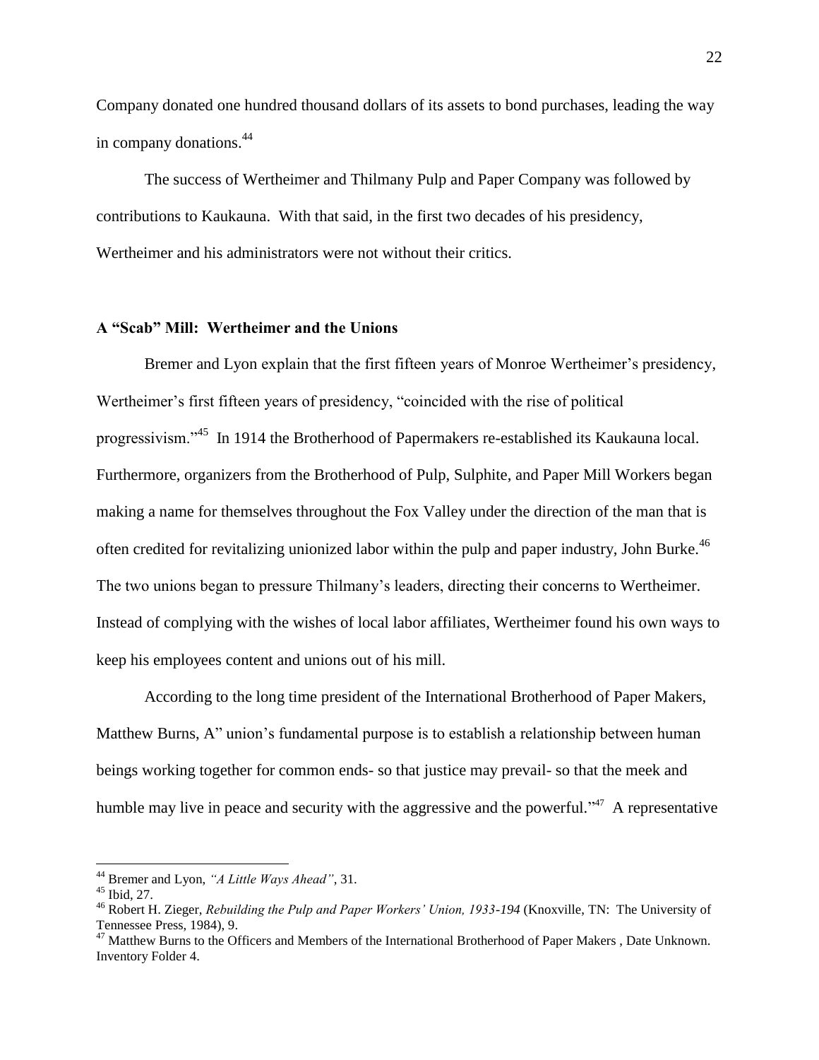Company donated one hundred thousand dollars of its assets to bond purchases, leading the way in company donations.[44]

The success of Wertheimer and Thilmany Pulp and Paper Company was followed by contributions to Kaukauna. With that said, in the first two decades of his presidency, Wertheimer and his administrators were not without their critics.

### A "Scab" Mill: Wertheimer and the Unions

Bremer and Lyon explain that the first fifteen years of Monroe Wertheimer's presidency, Wertheimer's first fifteen years of presidency, "coincided with the rise of political progressivism."[45] In 1914 the Brotherhood of Papermakers re-established its Kaukauna local. Furthermore, organizers from the Brotherhood of Pulp, Sulphite, and Paper Mill Workers began making a name for themselves throughout the Fox Valley under the direction of the man that is often credited for revitalizing unionized labor within the pulp and paper industry, John Burke.[46] The two unions began to pressure Thilmany's leaders, directing their concerns to Wertheimer. Instead of complying with the wishes of local labor affiliates, Wertheimer found his own ways to keep his employees content and unions out of his mill.

According to the long time president of the International Brotherhood of Paper Makers, Matthew Burns, A" union's fundamental purpose is to establish a relationship between human beings working together for common ends- so that justice may prevail- so that the meek and humble may live in peace and security with the aggressive and the powerful."[47] A representative

---

[44] Bremer and Lyon, *"A Little Ways Ahead"*, 31.

[45] Ibid, 27.

[46] Robert H. Zieger, *Rebuilding the Pulp and Paper Workers' Union, 1933-194* (Knoxville, TN: The University of Tennessee Press, 1984), 9.

[47] Matthew Burns to the Officers and Members of the International Brotherhood of Paper Makers , Date Unknown. Inventory Folder 4.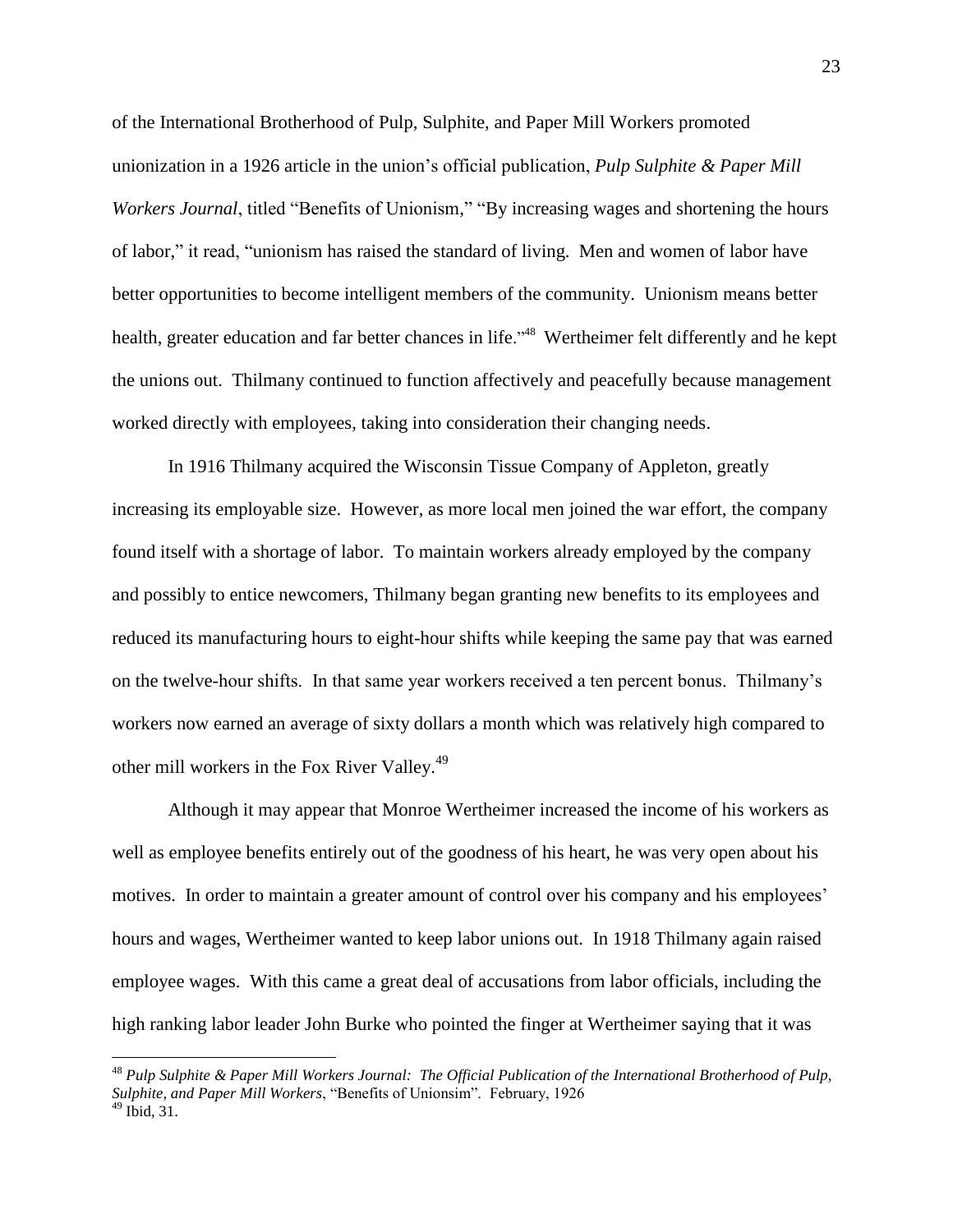of the International Brotherhood of Pulp, Sulphite, and Paper Mill Workers promoted unionization in a 1926 article in the union's official publication, *Pulp Sulphite & Paper Mill Workers Journal*, titled "Benefits of Unionism," "By increasing wages and shortening the hours of labor," it read, "unionism has raised the standard of living. Men and women of labor have better opportunities to become intelligent members of the community. Unionism means better health, greater education and far better chances in life."[48] Wertheimer felt differently and he kept the unions out. Thilmany continued to function affectively and peacefully because management worked directly with employees, taking into consideration their changing needs.

In 1916 Thilmany acquired the Wisconsin Tissue Company of Appleton, greatly increasing its employable size. However, as more local men joined the war effort, the company found itself with a shortage of labor. To maintain workers already employed by the company and possibly to entice newcomers, Thilmany began granting new benefits to its employees and reduced its manufacturing hours to eight-hour shifts while keeping the same pay that was earned on the twelve-hour shifts. In that same year workers received a ten percent bonus. Thilmany's workers now earned an average of sixty dollars a month which was relatively high compared to other mill workers in the Fox River Valley.[49]

Although it may appear that Monroe Wertheimer increased the income of his workers as well as employee benefits entirely out of the goodness of his heart, he was very open about his motives. In order to maintain a greater amount of control over his company and his employees' hours and wages, Wertheimer wanted to keep labor unions out. In 1918 Thilmany again raised employee wages. With this came a great deal of accusations from labor officials, including the high ranking labor leader John Burke who pointed the finger at Wertheimer saying that it was

---

[48] *Pulp Sulphite & Paper Mill Workers Journal: The Official Publication of the International Brotherhood of Pulp, Sulphite, and Paper Mill Workers*, "Benefits of Unionsim". February, 1926

[49] Ibid, 31.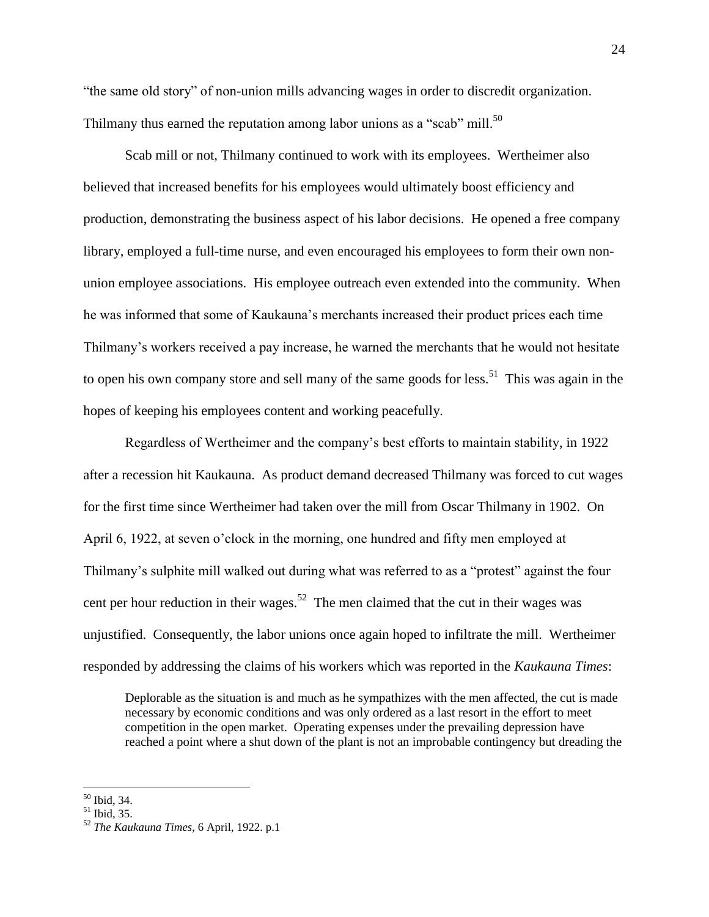"the same old story" of non-union mills advancing wages in order to discredit organization. Thilmany thus earned the reputation among labor unions as a "scab" mill.[50]

Scab mill or not, Thilmany continued to work with its employees. Wertheimer also believed that increased benefits for his employees would ultimately boost efficiency and production, demonstrating the business aspect of his labor decisions. He opened a free company library, employed a full-time nurse, and even encouraged his employees to form their own non-union employee associations. His employee outreach even extended into the community. When he was informed that some of Kaukauna's merchants increased their product prices each time Thilmany's workers received a pay increase, he warned the merchants that he would not hesitate to open his own company store and sell many of the same goods for less.[51] This was again in the hopes of keeping his employees content and working peacefully.

Regardless of Wertheimer and the company's best efforts to maintain stability, in 1922 after a recession hit Kaukauna. As product demand decreased Thilmany was forced to cut wages for the first time since Wertheimer had taken over the mill from Oscar Thilmany in 1902. On April 6, 1922, at seven o'clock in the morning, one hundred and fifty men employed at Thilmany's sulphite mill walked out during what was referred to as a "protest" against the four cent per hour reduction in their wages.[52] The men claimed that the cut in their wages was unjustified. Consequently, the labor unions once again hoped to infiltrate the mill. Wertheimer responded by addressing the claims of his workers which was reported in the *Kaukauna Times*:

> Deplorable as the situation is and much as he sympathizes with the men affected, the cut is made necessary by economic conditions and was only ordered as a last resort in the effort to meet competition in the open market. Operating expenses under the prevailing depression have reached a point where a shut down of the plant is not an improbable contingency but dreading the

---

[50] Ibid, 34.

[51] Ibid, 35.

[52] *The Kaukauna Times*, 6 April, 1922. p.1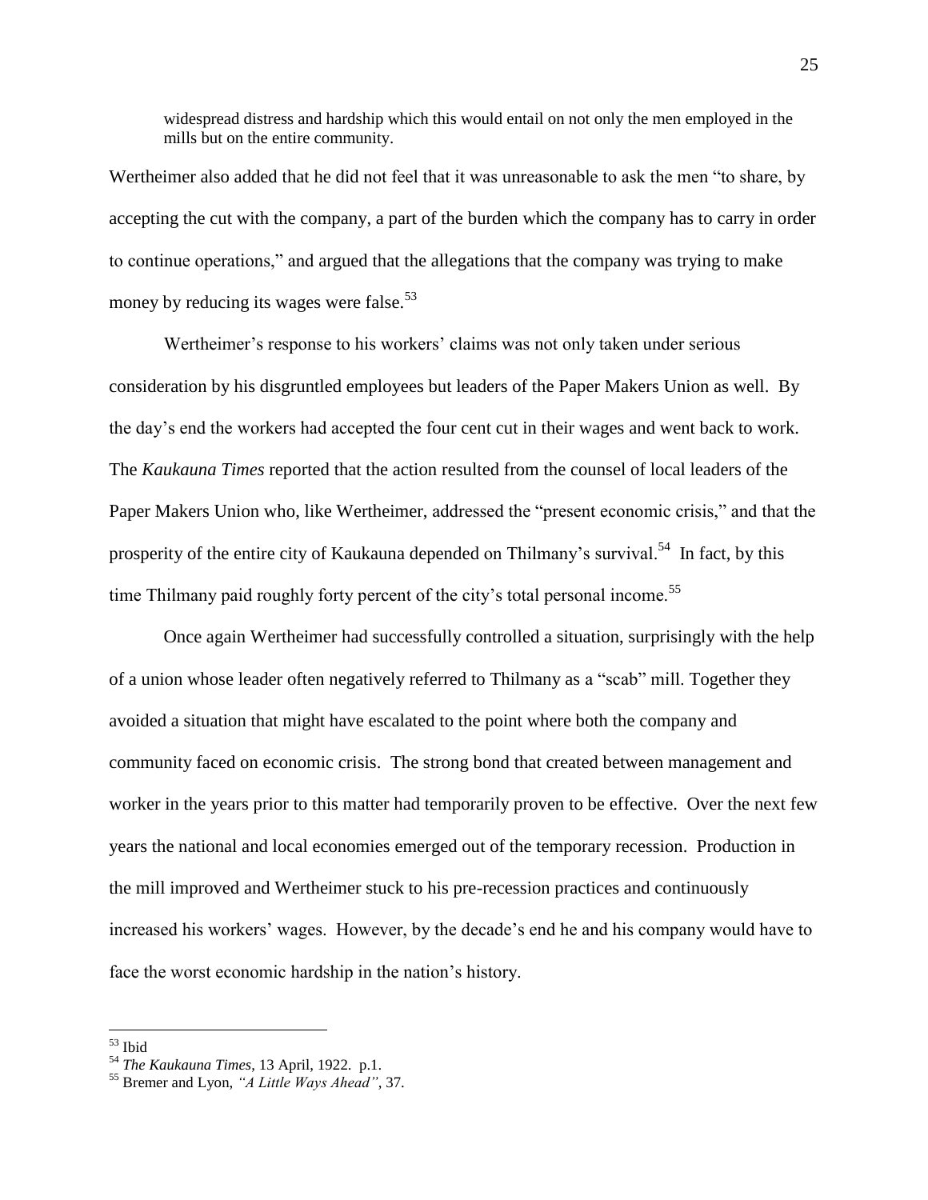> widespread distress and hardship which this would entail on not only the men employed in the mills but on the entire community.

Wertheimer also added that he did not feel that it was unreasonable to ask the men "to share, by accepting the cut with the company, a part of the burden which the company has to carry in order to continue operations," and argued that the allegations that the company was trying to make money by reducing its wages were false.[53]

Wertheimer's response to his workers' claims was not only taken under serious consideration by his disgruntled employees but leaders of the Paper Makers Union as well. By the day's end the workers had accepted the four cent cut in their wages and went back to work. The *Kaukauna Times* reported that the action resulted from the counsel of local leaders of the Paper Makers Union who, like Wertheimer, addressed the "present economic crisis," and that the prosperity of the entire city of Kaukauna depended on Thilmany's survival.[54] In fact, by this time Thilmany paid roughly forty percent of the city's total personal income.[55]

Once again Wertheimer had successfully controlled a situation, surprisingly with the help of a union whose leader often negatively referred to Thilmany as a "scab" mill. Together they avoided a situation that might have escalated to the point where both the company and community faced on economic crisis. The strong bond that created between management and worker in the years prior to this matter had temporarily proven to be effective. Over the next few years the national and local economies emerged out of the temporary recession. Production in the mill improved and Wertheimer stuck to his pre-recession practices and continuously increased his workers' wages. However, by the decade's end he and his company would have to face the worst economic hardship in the nation's history.

---

[53] Ibid

[54] *The Kaukauna Times*, 13 April, 1922. p.1.

[55] Bremer and Lyon, *"A Little Ways Ahead"*, 37.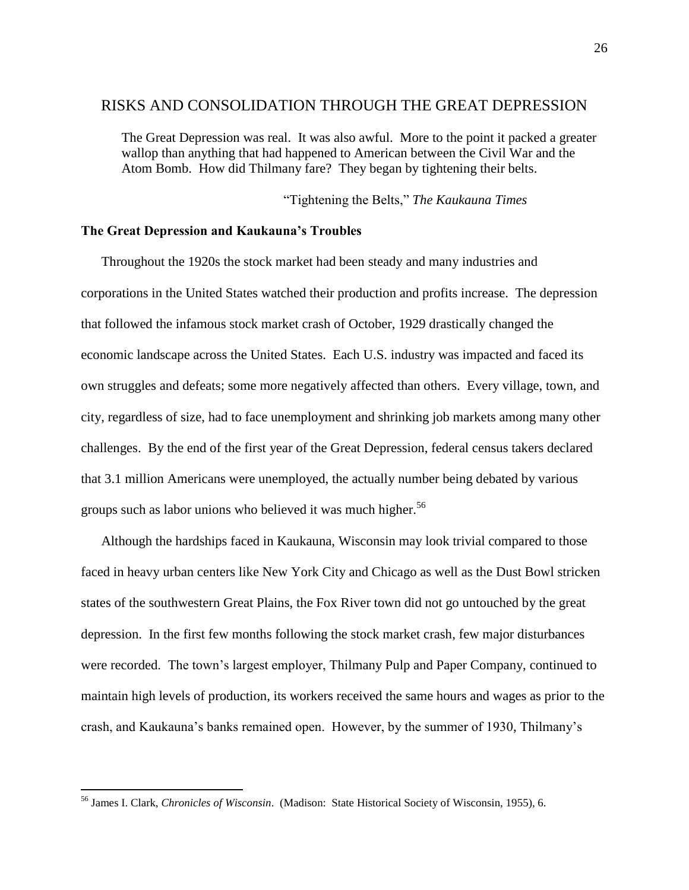## RISKS AND CONSOLIDATION THROUGH THE GREAT DEPRESSION

> The Great Depression was real. It was also awful. More to the point it packed a greater wallop than anything that had happened to American between the Civil War and the Atom Bomb. How did Thilmany fare? They began by tightening their belts.
>
> "Tightening the Belts," *The Kaukauna Times*

### The Great Depression and Kaukauna's Troubles

Throughout the 1920s the stock market had been steady and many industries and corporations in the United States watched their production and profits increase. The depression that followed the infamous stock market crash of October, 1929 drastically changed the economic landscape across the United States. Each U.S. industry was impacted and faced its own struggles and defeats; some more negatively affected than others. Every village, town, and city, regardless of size, had to face unemployment and shrinking job markets among many other challenges. By the end of the first year of the Great Depression, federal census takers declared that 3.1 million Americans were unemployed, the actually number being debated by various groups such as labor unions who believed it was much higher.[56]

Although the hardships faced in Kaukauna, Wisconsin may look trivial compared to those faced in heavy urban centers like New York City and Chicago as well as the Dust Bowl stricken states of the southwestern Great Plains, the Fox River town did not go untouched by the great depression. In the first few months following the stock market crash, few major disturbances were recorded. The town's largest employer, Thilmany Pulp and Paper Company, continued to maintain high levels of production, its workers received the same hours and wages as prior to the crash, and Kaukauna's banks remained open. However, by the summer of 1930, Thilmany's

---

[56] James I. Clark, *Chronicles of Wisconsin*. (Madison: State Historical Society of Wisconsin, 1955), 6.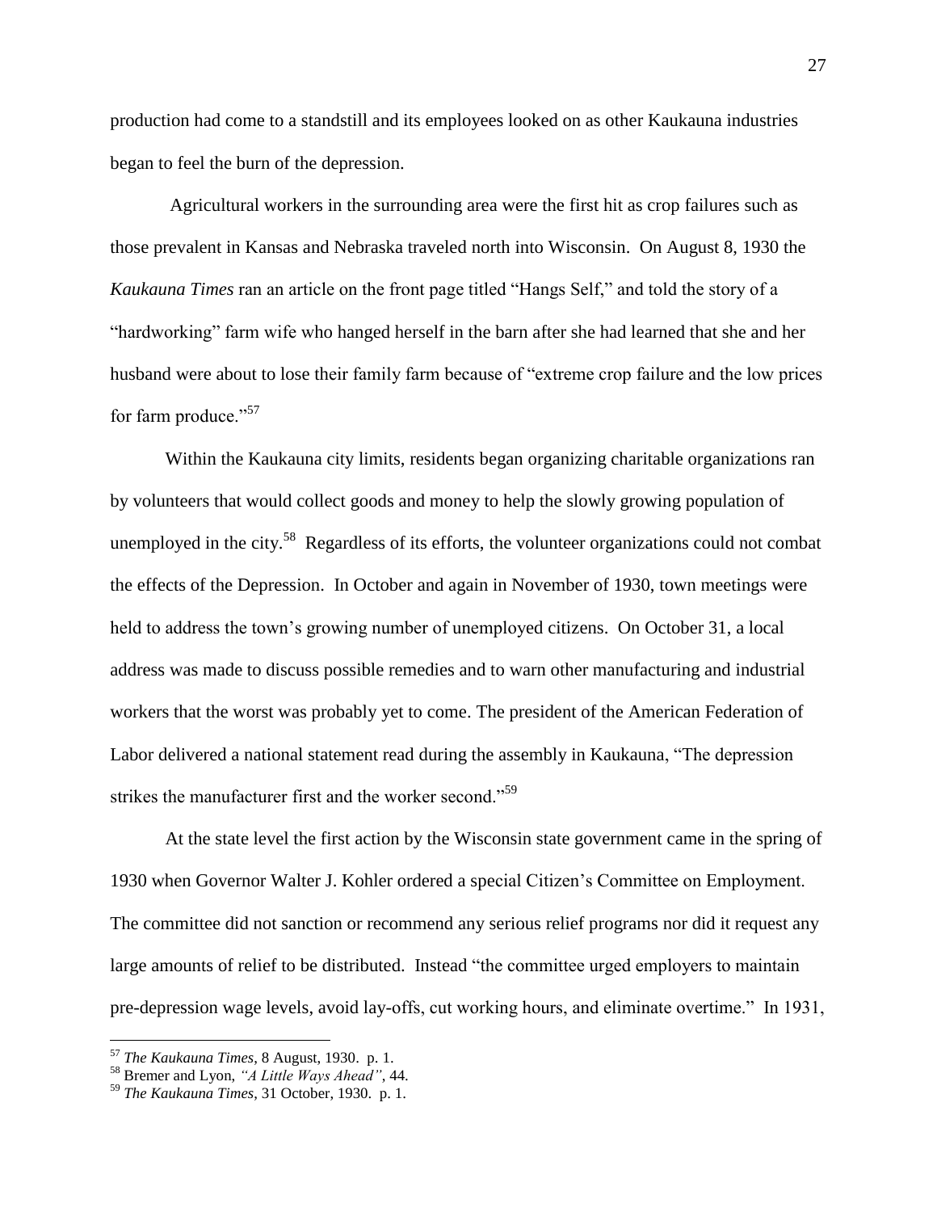production had come to a standstill and its employees looked on as other Kaukauna industries began to feel the burn of the depression.

Agricultural workers in the surrounding area were the first hit as crop failures such as those prevalent in Kansas and Nebraska traveled north into Wisconsin. On August 8, 1930 the *Kaukauna Times* ran an article on the front page titled "Hangs Self," and told the story of a "hardworking" farm wife who hanged herself in the barn after she had learned that she and her husband were about to lose their family farm because of "extreme crop failure and the low prices for farm produce."[57]

Within the Kaukauna city limits, residents began organizing charitable organizations ran by volunteers that would collect goods and money to help the slowly growing population of unemployed in the city.[58] Regardless of its efforts, the volunteer organizations could not combat the effects of the Depression. In October and again in November of 1930, town meetings were held to address the town's growing number of unemployed citizens. On October 31, a local address was made to discuss possible remedies and to warn other manufacturing and industrial workers that the worst was probably yet to come. The president of the American Federation of Labor delivered a national statement read during the assembly in Kaukauna, "The depression strikes the manufacturer first and the worker second."[59]

At the state level the first action by the Wisconsin state government came in the spring of 1930 when Governor Walter J. Kohler ordered a special Citizen's Committee on Employment. The committee did not sanction or recommend any serious relief programs nor did it request any large amounts of relief to be distributed. Instead "the committee urged employers to maintain pre-depression wage levels, avoid lay-offs, cut working hours, and eliminate overtime." In 1931,

---

[57] *The Kaukauna Times*, 8 August, 1930. p. 1.

[58] Bremer and Lyon, *"A Little Ways Ahead"*, 44.

[59] *The Kaukauna Times*, 31 October, 1930. p. 1.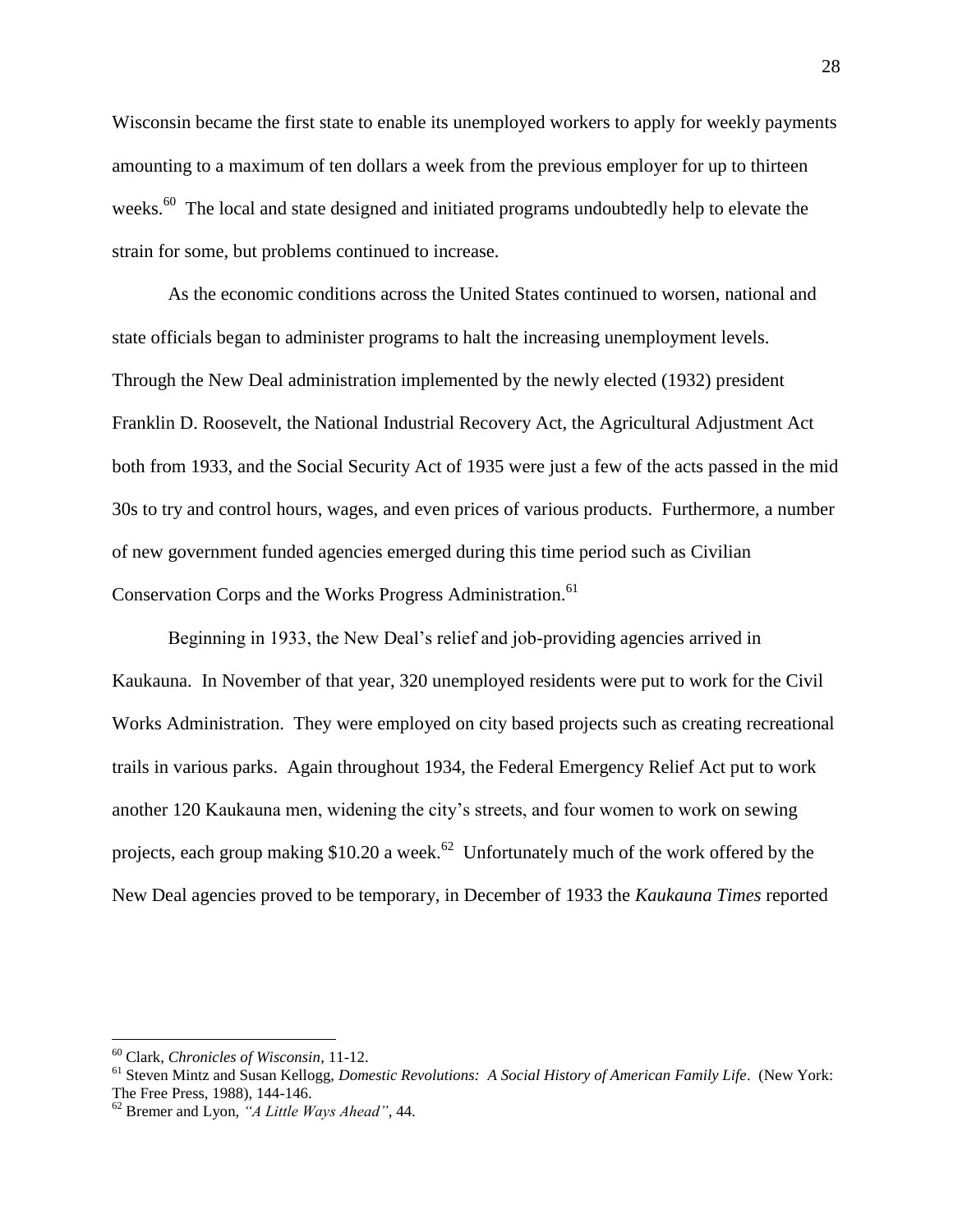Wisconsin became the first state to enable its unemployed workers to apply for weekly payments amounting to a maximum of ten dollars a week from the previous employer for up to thirteen weeks.[60] The local and state designed and initiated programs undoubtedly help to elevate the strain for some, but problems continued to increase.

As the economic conditions across the United States continued to worsen, national and state officials began to administer programs to halt the increasing unemployment levels. Through the New Deal administration implemented by the newly elected (1932) president Franklin D. Roosevelt, the National Industrial Recovery Act, the Agricultural Adjustment Act both from 1933, and the Social Security Act of 1935 were just a few of the acts passed in the mid 30s to try and control hours, wages, and even prices of various products. Furthermore, a number of new government funded agencies emerged during this time period such as Civilian Conservation Corps and the Works Progress Administration.[61]

Beginning in 1933, the New Deal's relief and job-providing agencies arrived in Kaukauna. In November of that year, 320 unemployed residents were put to work for the Civil Works Administration. They were employed on city based projects such as creating recreational trails in various parks. Again throughout 1934, the Federal Emergency Relief Act put to work another 120 Kaukauna men, widening the city's streets, and four women to work on sewing projects, each group making $10.20 a week.[62] Unfortunately much of the work offered by the New Deal agencies proved to be temporary, in December of 1933 the *Kaukauna Times* reported

---

[60] Clark, *Chronicles of Wisconsin*, 11-12.

[61] Steven Mintz and Susan Kellogg, *Domestic Revolutions: A Social History of American Family Life*. (New York: The Free Press, 1988), 144-146.

[62] Bremer and Lyon, *"A Little Ways Ahead"*, 44.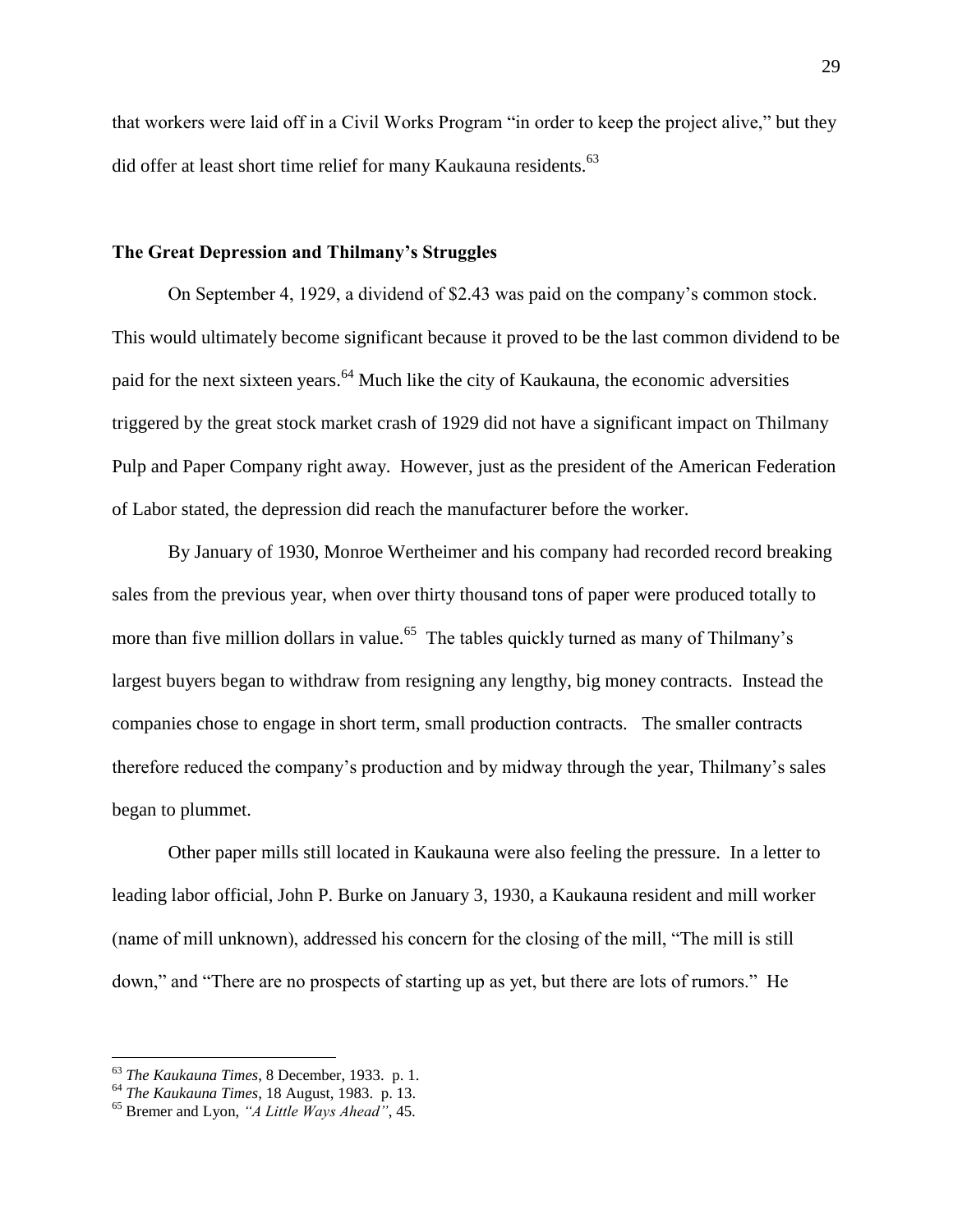that workers were laid off in a Civil Works Program "in order to keep the project alive," but they did offer at least short time relief for many Kaukauna residents.[63]

## The Great Depression and Thilmany's Struggles

On September 4, 1929, a dividend of $2.43 was paid on the company's common stock. This would ultimately become significant because it proved to be the last common dividend to be paid for the next sixteen years.[64] Much like the city of Kaukauna, the economic adversities triggered by the great stock market crash of 1929 did not have a significant impact on Thilmany Pulp and Paper Company right away. However, just as the president of the American Federation of Labor stated, the depression did reach the manufacturer before the worker.

By January of 1930, Monroe Wertheimer and his company had recorded record breaking sales from the previous year, when over thirty thousand tons of paper were produced totally to more than five million dollars in value.[65] The tables quickly turned as many of Thilmany's largest buyers began to withdraw from resigning any lengthy, big money contracts. Instead the companies chose to engage in short term, small production contracts. The smaller contracts therefore reduced the company's production and by midway through the year, Thilmany's sales began to plummet.

Other paper mills still located in Kaukauna were also feeling the pressure. In a letter to leading labor official, John P. Burke on January 3, 1930, a Kaukauna resident and mill worker (name of mill unknown), addressed his concern for the closing of the mill, "The mill is still down," and "There are no prospects of starting up as yet, but there are lots of rumors." He

---

[63] *The Kaukauna Times*, 8 December, 1933. p. 1.

[64] *The Kaukauna Times*, 18 August, 1983. p. 13.

[65] Bremer and Lyon, *"A Little Ways Ahead"*, 45.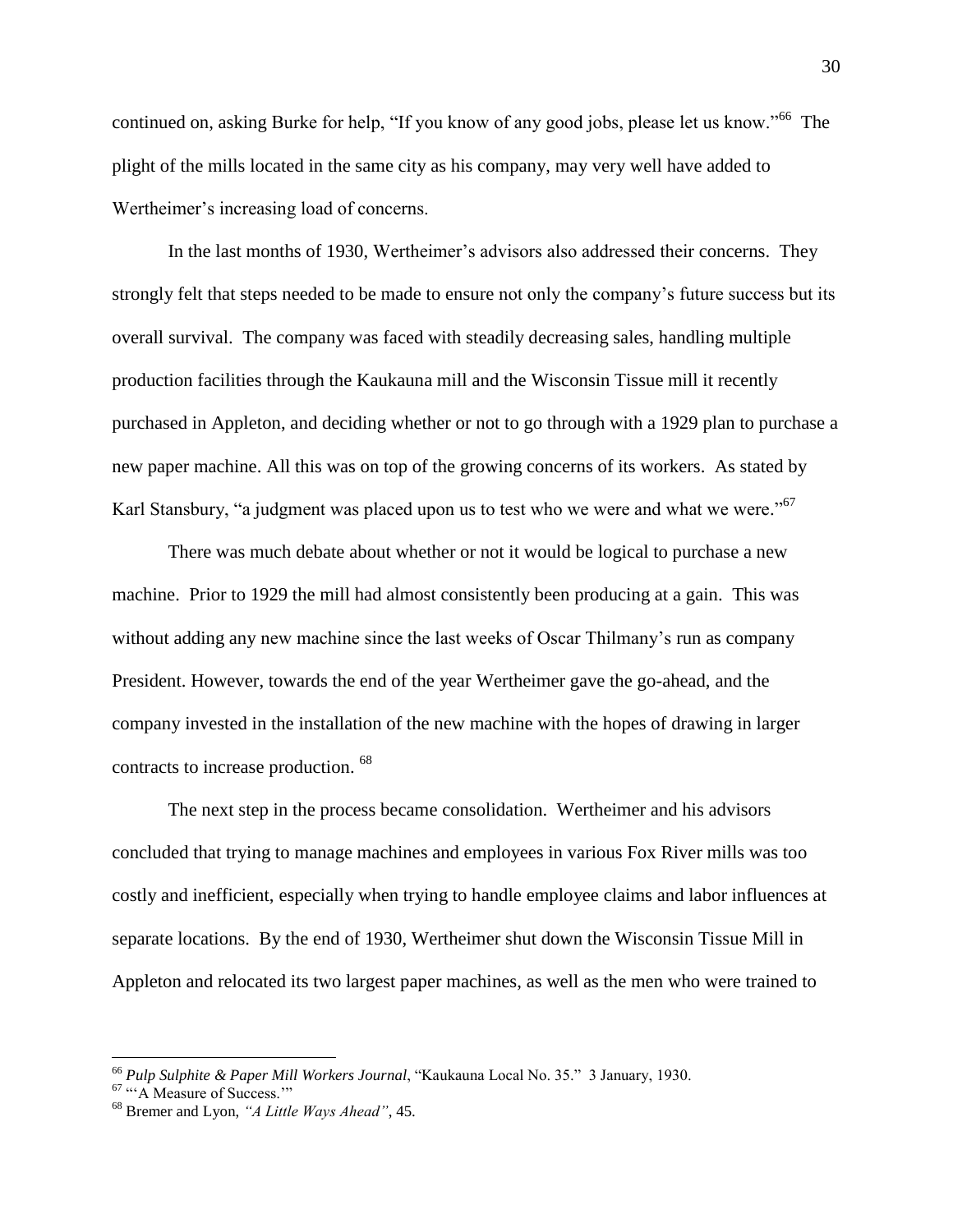continued on, asking Burke for help, "If you know of any good jobs, please let us know."[66] The plight of the mills located in the same city as his company, may very well have added to Wertheimer's increasing load of concerns.

In the last months of 1930, Wertheimer's advisors also addressed their concerns. They strongly felt that steps needed to be made to ensure not only the company's future success but its overall survival. The company was faced with steadily decreasing sales, handling multiple production facilities through the Kaukauna mill and the Wisconsin Tissue mill it recently purchased in Appleton, and deciding whether or not to go through with a 1929 plan to purchase a new paper machine. All this was on top of the growing concerns of its workers. As stated by Karl Stansbury, "a judgment was placed upon us to test who we were and what we were."[67]

There was much debate about whether or not it would be logical to purchase a new machine. Prior to 1929 the mill had almost consistently been producing at a gain. This was without adding any new machine since the last weeks of Oscar Thilmany's run as company President. However, towards the end of the year Wertheimer gave the go-ahead, and the company invested in the installation of the new machine with the hopes of drawing in larger contracts to increase production. [68]

The next step in the process became consolidation. Wertheimer and his advisors concluded that trying to manage machines and employees in various Fox River mills was too costly and inefficient, especially when trying to handle employee claims and labor influences at separate locations. By the end of 1930, Wertheimer shut down the Wisconsin Tissue Mill in Appleton and relocated its two largest paper machines, as well as the men who were trained to

---

[66] *Pulp Sulphite & Paper Mill Workers Journal*, "Kaukauna Local No. 35." 3 January, 1930.

[67] "'A Measure of Success.'"

[68] Bremer and Lyon, *"A Little Ways Ahead"*, 45.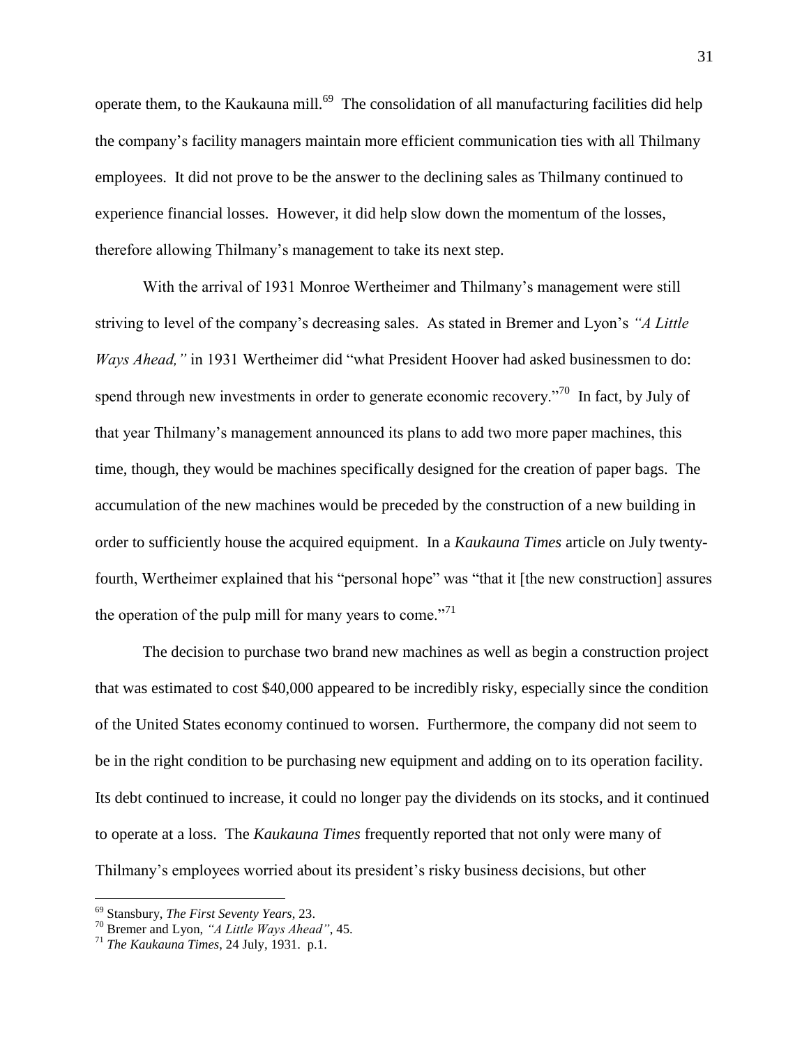operate them, to the Kaukauna mill.[69] The consolidation of all manufacturing facilities did help the company's facility managers maintain more efficient communication ties with all Thilmany employees. It did not prove to be the answer to the declining sales as Thilmany continued to experience financial losses. However, it did help slow down the momentum of the losses, therefore allowing Thilmany's management to take its next step.

With the arrival of 1931 Monroe Wertheimer and Thilmany's management were still striving to level of the company's decreasing sales. As stated in Bremer and Lyon's *"A Little Ways Ahead,"* in 1931 Wertheimer did "what President Hoover had asked businessmen to do: spend through new investments in order to generate economic recovery."[70] In fact, by July of that year Thilmany's management announced its plans to add two more paper machines, this time, though, they would be machines specifically designed for the creation of paper bags. The accumulation of the new machines would be preceded by the construction of a new building in order to sufficiently house the acquired equipment. In a *Kaukauna Times* article on July twenty-fourth, Wertheimer explained that his "personal hope" was "that it [the new construction] assures the operation of the pulp mill for many years to come."[71]

The decision to purchase two brand new machines as well as begin a construction project that was estimated to cost $40,000 appeared to be incredibly risky, especially since the condition of the United States economy continued to worsen. Furthermore, the company did not seem to be in the right condition to be purchasing new equipment and adding on to its operation facility. Its debt continued to increase, it could no longer pay the dividends on its stocks, and it continued to operate at a loss. The *Kaukauna Times* frequently reported that not only were many of Thilmany's employees worried about its president's risky business decisions, but other

---

[69] Stansbury, *The First Seventy Years*, 23.

[70] Bremer and Lyon, *"A Little Ways Ahead"*, 45.

[71] *The Kaukauna Times*, 24 July, 1931. p.1.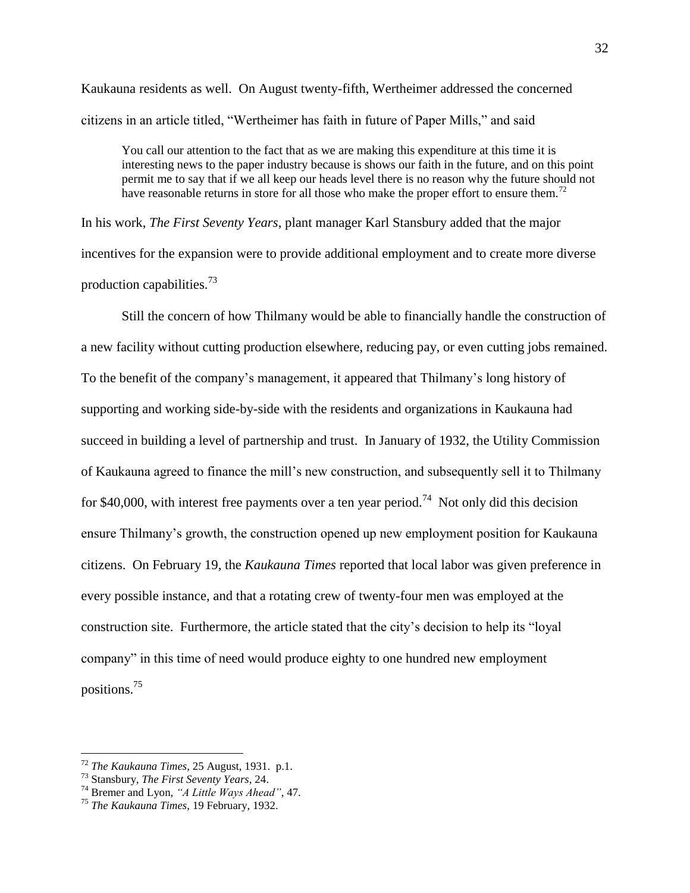Kaukauna residents as well. On August twenty-fifth, Wertheimer addressed the concerned citizens in an article titled, "Wertheimer has faith in future of Paper Mills," and said

> You call our attention to the fact that as we are making this expenditure at this time it is interesting news to the paper industry because is shows our faith in the future, and on this point permit me to say that if we all keep our heads level there is no reason why the future should not have reasonable returns in store for all those who make the proper effort to ensure them.[72]

In his work, *The First Seventy Years*, plant manager Karl Stansbury added that the major incentives for the expansion were to provide additional employment and to create more diverse production capabilities.[73]

Still the concern of how Thilmany would be able to financially handle the construction of a new facility without cutting production elsewhere, reducing pay, or even cutting jobs remained. To the benefit of the company's management, it appeared that Thilmany's long history of supporting and working side-by-side with the residents and organizations in Kaukauna had succeed in building a level of partnership and trust. In January of 1932, the Utility Commission of Kaukauna agreed to finance the mill's new construction, and subsequently sell it to Thilmany for $40,000, with interest free payments over a ten year period.[74] Not only did this decision ensure Thilmany's growth, the construction opened up new employment position for Kaukauna citizens. On February 19, the *Kaukauna Times* reported that local labor was given preference in every possible instance, and that a rotating crew of twenty-four men was employed at the construction site. Furthermore, the article stated that the city's decision to help its "loyal company" in this time of need would produce eighty to one hundred new employment positions.[75]

---

[72] *The Kaukauna Times*, 25 August, 1931. p.1.

[73] Stansbury, *The First Seventy Years*, 24.

[74] Bremer and Lyon, *"A Little Ways Ahead"*, 47.

[75] *The Kaukauna Times*, 19 February, 1932.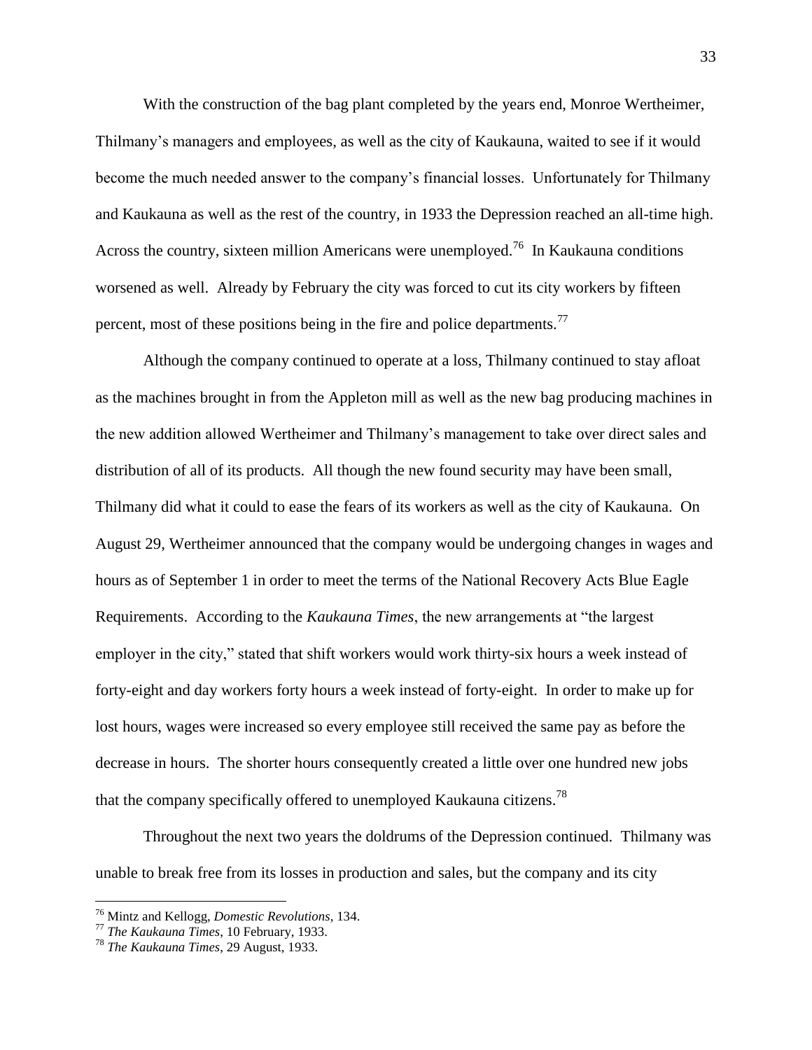With the construction of the bag plant completed by the years end, Monroe Wertheimer, Thilmany's managers and employees, as well as the city of Kaukauna, waited to see if it would become the much needed answer to the company's financial losses. Unfortunately for Thilmany and Kaukauna as well as the rest of the country, in 1933 the Depression reached an all-time high. Across the country, sixteen million Americans were unemployed.[76] In Kaukauna conditions worsened as well. Already by February the city was forced to cut its city workers by fifteen percent, most of these positions being in the fire and police departments.[77]

Although the company continued to operate at a loss, Thilmany continued to stay afloat as the machines brought in from the Appleton mill as well as the new bag producing machines in the new addition allowed Wertheimer and Thilmany's management to take over direct sales and distribution of all of its products. All though the new found security may have been small, Thilmany did what it could to ease the fears of its workers as well as the city of Kaukauna. On August 29, Wertheimer announced that the company would be undergoing changes in wages and hours as of September 1 in order to meet the terms of the National Recovery Acts Blue Eagle Requirements. According to the *Kaukauna Times*, the new arrangements at "the largest employer in the city," stated that shift workers would work thirty-six hours a week instead of forty-eight and day workers forty hours a week instead of forty-eight. In order to make up for lost hours, wages were increased so every employee still received the same pay as before the decrease in hours. The shorter hours consequently created a little over one hundred new jobs that the company specifically offered to unemployed Kaukauna citizens.[78]

Throughout the next two years the doldrums of the Depression continued. Thilmany was unable to break free from its losses in production and sales, but the company and its city

---

[76] Mintz and Kellogg, *Domestic Revolutions*, 134.

[77] *The Kaukauna Times*, 10 February, 1933.

[78] *The Kaukauna Times*, 29 August, 1933.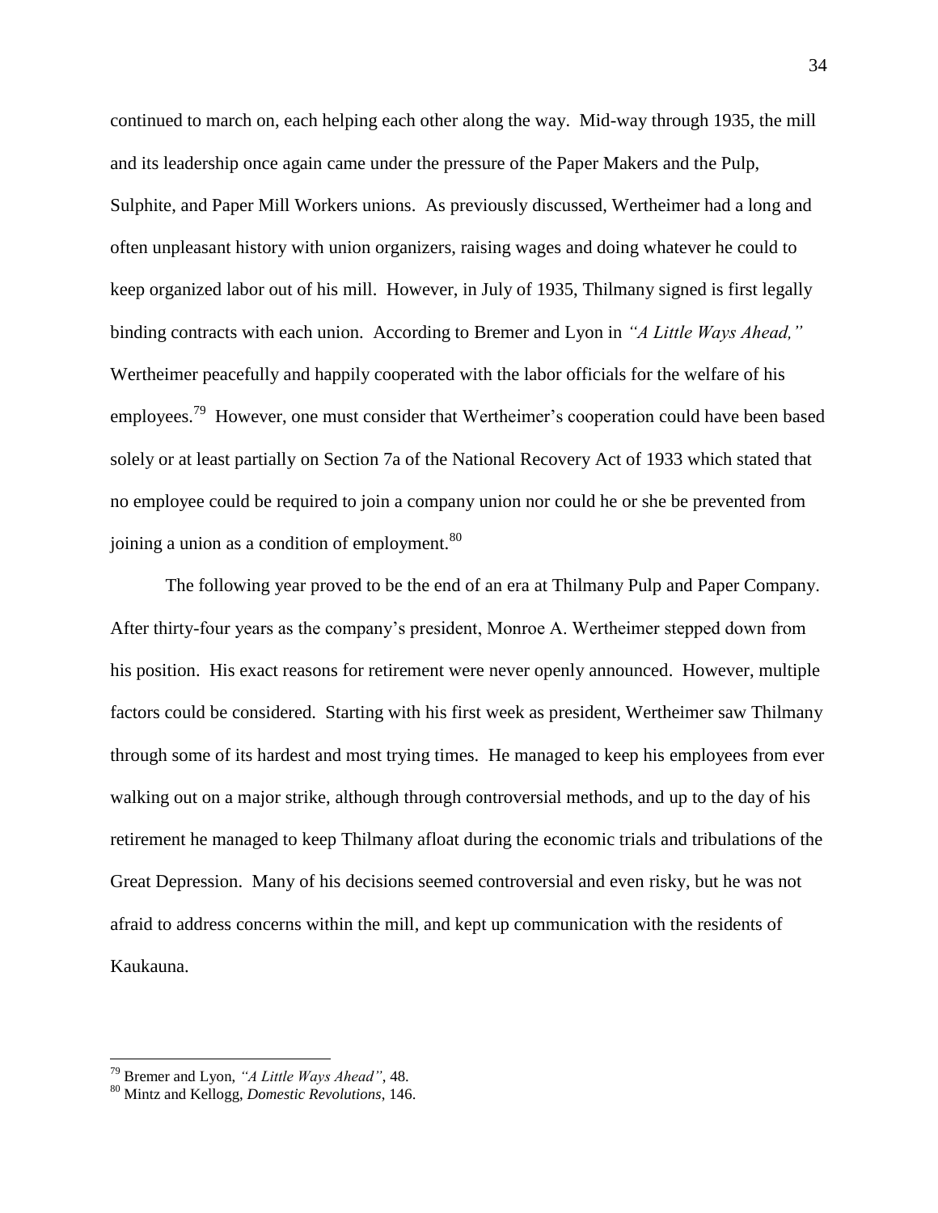continued to march on, each helping each other along the way. Mid-way through 1935, the mill and its leadership once again came under the pressure of the Paper Makers and the Pulp, Sulphite, and Paper Mill Workers unions. As previously discussed, Wertheimer had a long and often unpleasant history with union organizers, raising wages and doing whatever he could to keep organized labor out of his mill. However, in July of 1935, Thilmany signed is first legally binding contracts with each union. According to Bremer and Lyon in *"A Little Ways Ahead,"* Wertheimer peacefully and happily cooperated with the labor officials for the welfare of his employees.[79] However, one must consider that Wertheimer's cooperation could have been based solely or at least partially on Section 7a of the National Recovery Act of 1933 which stated that no employee could be required to join a company union nor could he or she be prevented from joining a union as a condition of employment.[80]

The following year proved to be the end of an era at Thilmany Pulp and Paper Company. After thirty-four years as the company's president, Monroe A. Wertheimer stepped down from his position. His exact reasons for retirement were never openly announced. However, multiple factors could be considered. Starting with his first week as president, Wertheimer saw Thilmany through some of its hardest and most trying times. He managed to keep his employees from ever walking out on a major strike, although through controversial methods, and up to the day of his retirement he managed to keep Thilmany afloat during the economic trials and tribulations of the Great Depression. Many of his decisions seemed controversial and even risky, but he was not afraid to address concerns within the mill, and kept up communication with the residents of Kaukauna.

---

[79] Bremer and Lyon, *"A Little Ways Ahead"*, 48.

[80] Mintz and Kellogg, *Domestic Revolutions*, 146.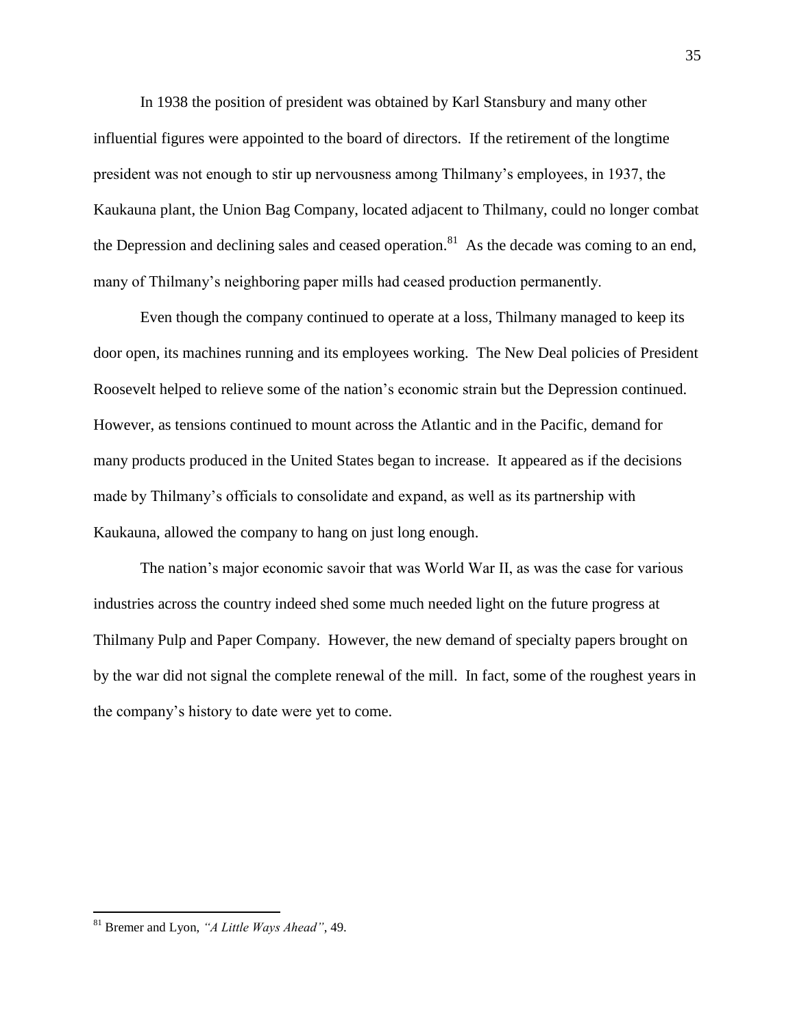In 1938 the position of president was obtained by Karl Stansbury and many other influential figures were appointed to the board of directors. If the retirement of the longtime president was not enough to stir up nervousness among Thilmany's employees, in 1937, the Kaukauna plant, the Union Bag Company, located adjacent to Thilmany, could no longer combat the Depression and declining sales and ceased operation.[81] As the decade was coming to an end, many of Thilmany's neighboring paper mills had ceased production permanently.

Even though the company continued to operate at a loss, Thilmany managed to keep its door open, its machines running and its employees working. The New Deal policies of President Roosevelt helped to relieve some of the nation's economic strain but the Depression continued. However, as tensions continued to mount across the Atlantic and in the Pacific, demand for many products produced in the United States began to increase. It appeared as if the decisions made by Thilmany's officials to consolidate and expand, as well as its partnership with Kaukauna, allowed the company to hang on just long enough.

The nation's major economic savoir that was World War II, as was the case for various industries across the country indeed shed some much needed light on the future progress at Thilmany Pulp and Paper Company. However, the new demand of specialty papers brought on by the war did not signal the complete renewal of the mill. In fact, some of the roughest years in the company's history to date were yet to come.

---

[81] Bremer and Lyon, *"A Little Ways Ahead"*, 49.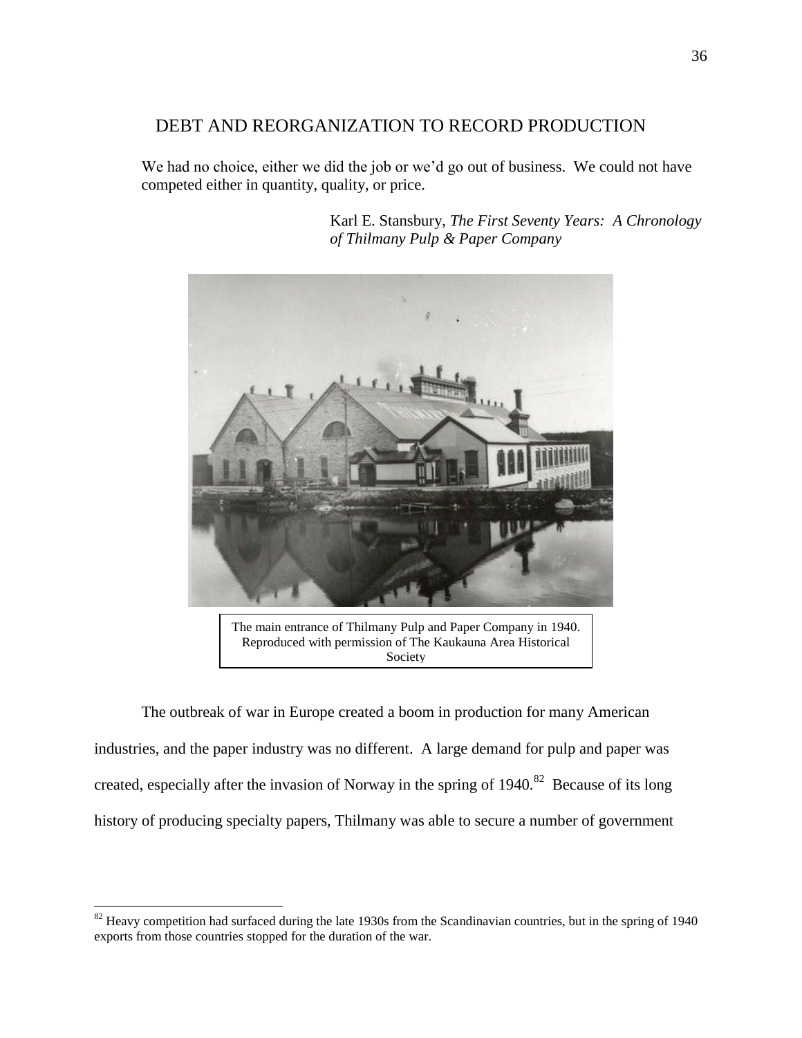## DEBT AND REORGANIZATION TO RECORD PRODUCTION

> We had no choice, either we did the job or we'd go out of business. We could not have competed either in quantity, quality, or price.
>
> Karl E. Stansbury, *The First Seventy Years: A Chronology of Thilmany Pulp & Paper Company*

The main entrance of Thilmany Pulp and Paper Company in 1940. Reproduced with permission of The Kaukauna Area Historical Society

The outbreak of war in Europe created a boom in production for many American industries, and the paper industry was no different. A large demand for pulp and paper was created, especially after the invasion of Norway in the spring of 1940.[82] Because of its long history of producing specialty papers, Thilmany was able to secure a number of government

[82] Heavy competition had surfaced during the late 1930s from the Scandinavian countries, but in the spring of 1940 exports from those countries stopped for the duration of the war.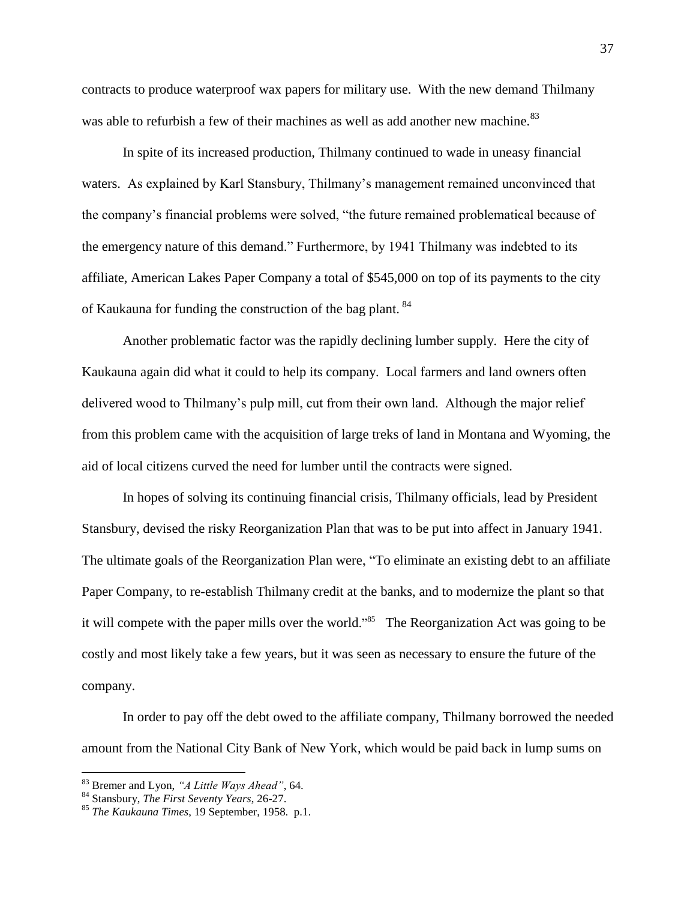contracts to produce waterproof wax papers for military use. With the new demand Thilmany was able to refurbish a few of their machines as well as add another new machine.[83]

In spite of its increased production, Thilmany continued to wade in uneasy financial waters. As explained by Karl Stansbury, Thilmany's management remained unconvinced that the company's financial problems were solved, "the future remained problematical because of the emergency nature of this demand." Furthermore, by 1941 Thilmany was indebted to its affiliate, American Lakes Paper Company a total of $545,000 on top of its payments to the city of Kaukauna for funding the construction of the bag plant. [84]

Another problematic factor was the rapidly declining lumber supply. Here the city of Kaukauna again did what it could to help its company. Local farmers and land owners often delivered wood to Thilmany's pulp mill, cut from their own land. Although the major relief from this problem came with the acquisition of large treks of land in Montana and Wyoming, the aid of local citizens curved the need for lumber until the contracts were signed.

In hopes of solving its continuing financial crisis, Thilmany officials, lead by President Stansbury, devised the risky Reorganization Plan that was to be put into affect in January 1941. The ultimate goals of the Reorganization Plan were, "To eliminate an existing debt to an affiliate Paper Company, to re-establish Thilmany credit at the banks, and to modernize the plant so that it will compete with the paper mills over the world."[85] The Reorganization Act was going to be costly and most likely take a few years, but it was seen as necessary to ensure the future of the company.

In order to pay off the debt owed to the affiliate company, Thilmany borrowed the needed amount from the National City Bank of New York, which would be paid back in lump sums on

---

[83] Bremer and Lyon, *"A Little Ways Ahead"*, 64.

[84] Stansbury, *The First Seventy Years*, 26-27.

[85] *The Kaukauna Times*, 19 September, 1958. p.1.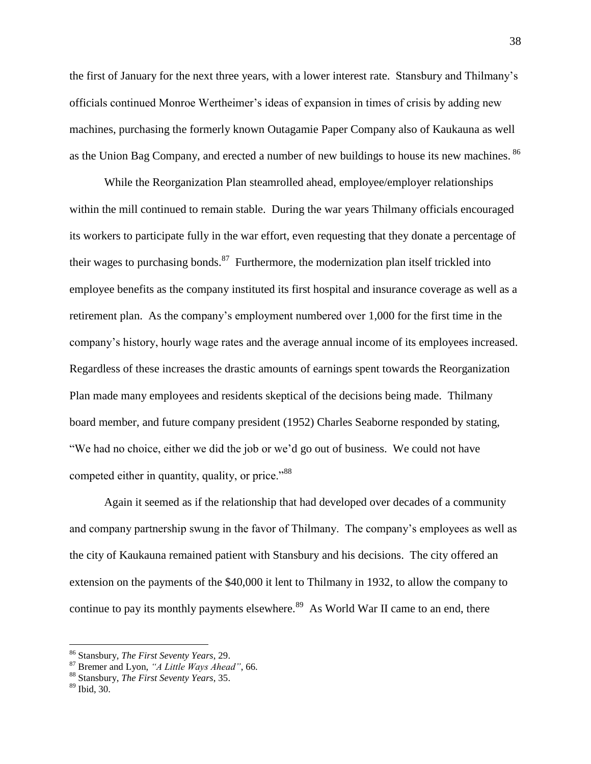the first of January for the next three years, with a lower interest rate. Stansbury and Thilmany's officials continued Monroe Wertheimer's ideas of expansion in times of crisis by adding new machines, purchasing the formerly known Outagamie Paper Company also of Kaukauna as well as the Union Bag Company, and erected a number of new buildings to house its new machines. [86]

While the Reorganization Plan steamrolled ahead, employee/employer relationships within the mill continued to remain stable. During the war years Thilmany officials encouraged its workers to participate fully in the war effort, even requesting that they donate a percentage of their wages to purchasing bonds.[87] Furthermore, the modernization plan itself trickled into employee benefits as the company instituted its first hospital and insurance coverage as well as a retirement plan. As the company's employment numbered over 1,000 for the first time in the company's history, hourly wage rates and the average annual income of its employees increased. Regardless of these increases the drastic amounts of earnings spent towards the Reorganization Plan made many employees and residents skeptical of the decisions being made. Thilmany board member, and future company president (1952) Charles Seaborne responded by stating, "We had no choice, either we did the job or we'd go out of business. We could not have competed either in quantity, quality, or price."[88]

Again it seemed as if the relationship that had developed over decades of a community and company partnership swung in the favor of Thilmany. The company's employees as well as the city of Kaukauna remained patient with Stansbury and his decisions. The city offered an extension on the payments of the $40,000 it lent to Thilmany in 1932, to allow the company to continue to pay its monthly payments elsewhere.[89] As World War II came to an end, there

---

[86] Stansbury, *The First Seventy Years*, 29.

[87] Bremer and Lyon, *"A Little Ways Ahead"*, 66.

[88] Stansbury, *The First Seventy Years*, 35.

[89] Ibid, 30.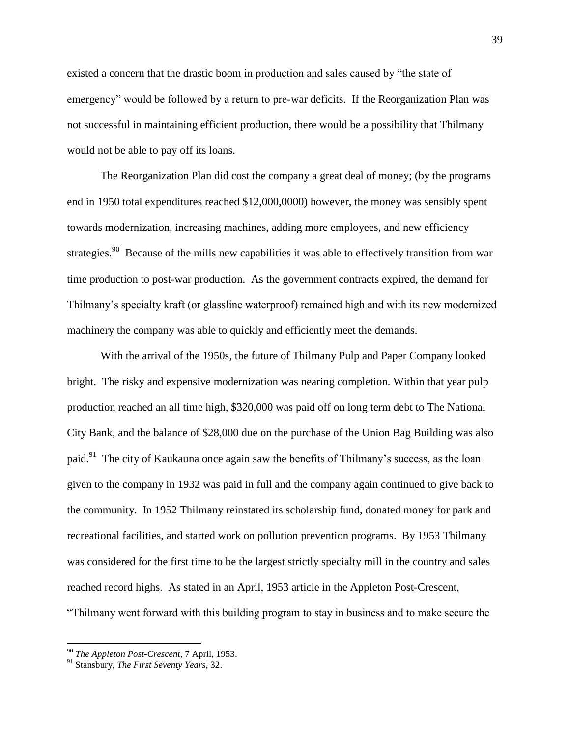existed a concern that the drastic boom in production and sales caused by "the state of emergency" would be followed by a return to pre-war deficits. If the Reorganization Plan was not successful in maintaining efficient production, there would be a possibility that Thilmany would not be able to pay off its loans.

The Reorganization Plan did cost the company a great deal of money; (by the programs end in 1950 total expenditures reached $12,000,0000) however, the money was sensibly spent towards modernization, increasing machines, adding more employees, and new efficiency strategies.[90] Because of the mills new capabilities it was able to effectively transition from war time production to post-war production. As the government contracts expired, the demand for Thilmany's specialty kraft (or glassline waterproof) remained high and with its new modernized machinery the company was able to quickly and efficiently meet the demands.

With the arrival of the 1950s, the future of Thilmany Pulp and Paper Company looked bright. The risky and expensive modernization was nearing completion. Within that year pulp production reached an all time high, $320,000 was paid off on long term debt to The National City Bank, and the balance of $28,000 due on the purchase of the Union Bag Building was also paid.[91] The city of Kaukauna once again saw the benefits of Thilmany's success, as the loan given to the company in 1932 was paid in full and the company again continued to give back to the community. In 1952 Thilmany reinstated its scholarship fund, donated money for park and recreational facilities, and started work on pollution prevention programs. By 1953 Thilmany was considered for the first time to be the largest strictly specialty mill in the country and sales reached record highs. As stated in an April, 1953 article in the Appleton Post-Crescent, "Thilmany went forward with this building program to stay in business and to make secure the

---

[90] *The Appleton Post-Crescent*, 7 April, 1953.

[91] Stansbury, *The First Seventy Years*, 32.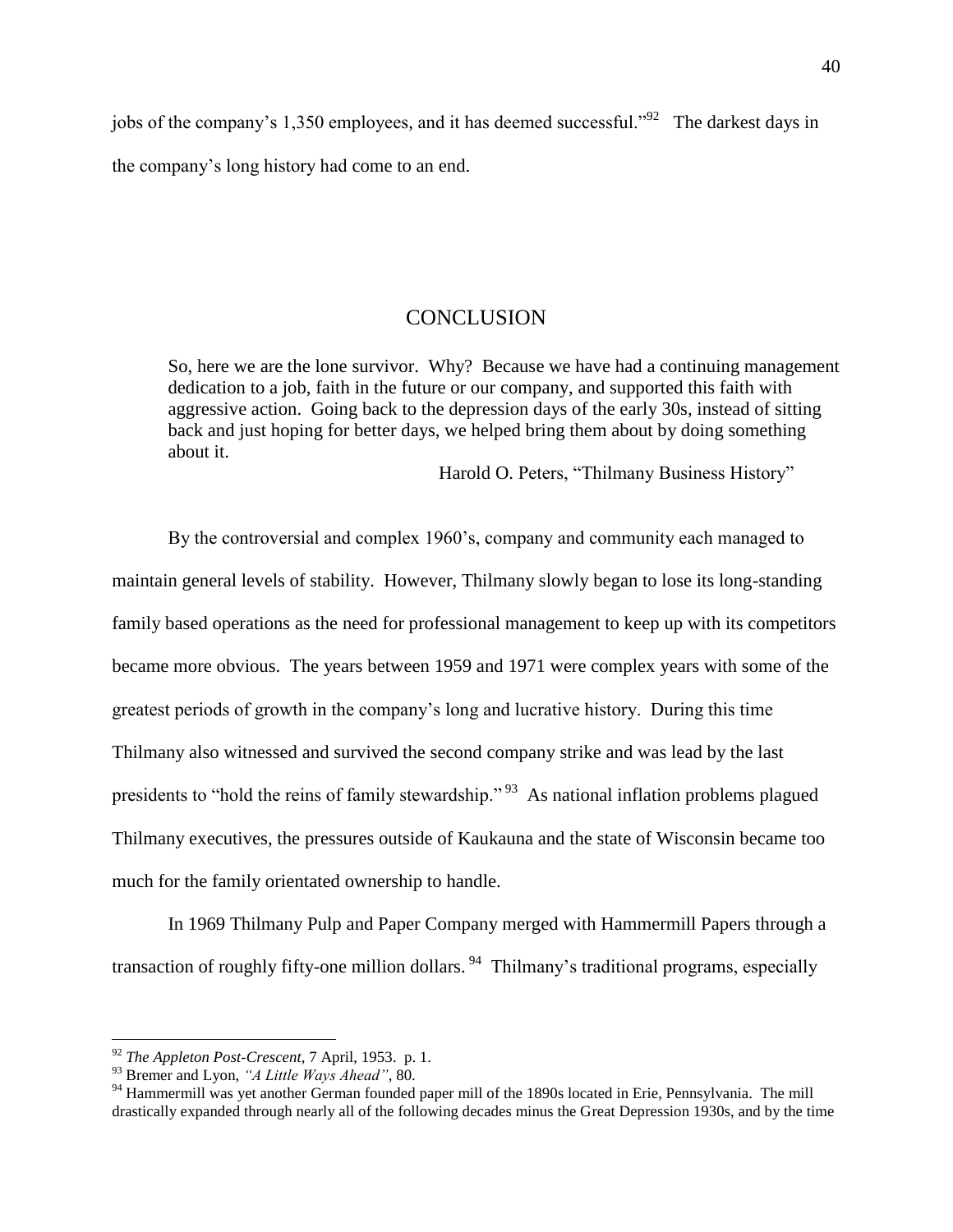jobs of the company's 1,350 employees, and it has deemed successful."[92] The darkest days in the company's long history had come to an end.

## CONCLUSION

> So, here we are the lone survivor. Why? Because we have had a continuing management dedication to a job, faith in the future or our company, and supported this faith with aggressive action. Going back to the depression days of the early 30s, instead of sitting back and just hoping for better days, we helped bring them about by doing something about it.
>
> Harold O. Peters, "Thilmany Business History"

By the controversial and complex 1960's, company and community each managed to maintain general levels of stability. However, Thilmany slowly began to lose its long-standing family based operations as the need for professional management to keep up with its competitors became more obvious. The years between 1959 and 1971 were complex years with some of the greatest periods of growth in the company's long and lucrative history. During this time Thilmany also witnessed and survived the second company strike and was lead by the last presidents to "hold the reins of family stewardship." [93] As national inflation problems plagued Thilmany executives, the pressures outside of Kaukauna and the state of Wisconsin became too much for the family orientated ownership to handle.

In 1969 Thilmany Pulp and Paper Company merged with Hammermill Papers through a transaction of roughly fifty-one million dollars. [94] Thilmany's traditional programs, especially

---

[92] *The Appleton Post-Crescent*, 7 April, 1953. p. 1.

[93] Bremer and Lyon, *"A Little Ways Ahead"*, 80.

[94] Hammermill was yet another German founded paper mill of the 1890s located in Erie, Pennsylvania. The mill drastically expanded through nearly all of the following decades minus the Great Depression 1930s, and by the time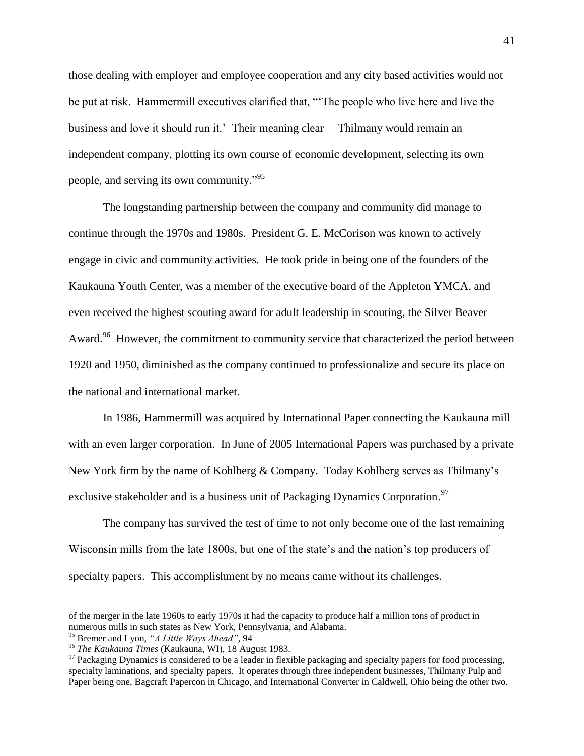those dealing with employer and employee cooperation and any city based activities would not be put at risk. Hammermill executives clarified that, "'The people who live here and live the business and love it should run it.' Their meaning clear— Thilmany would remain an independent company, plotting its own course of economic development, selecting its own people, and serving its own community."[95]

The longstanding partnership between the company and community did manage to continue through the 1970s and 1980s. President G. E. McCorison was known to actively engage in civic and community activities. He took pride in being one of the founders of the Kaukauna Youth Center, was a member of the executive board of the Appleton YMCA, and even received the highest scouting award for adult leadership in scouting, the Silver Beaver Award.[96] However, the commitment to community service that characterized the period between 1920 and 1950, diminished as the company continued to professionalize and secure its place on the national and international market.

In 1986, Hammermill was acquired by International Paper connecting the Kaukauna mill with an even larger corporation. In June of 2005 International Papers was purchased by a private New York firm by the name of Kohlberg & Company. Today Kohlberg serves as Thilmany's exclusive stakeholder and is a business unit of Packaging Dynamics Corporation.[97]

The company has survived the test of time to not only become one of the last remaining Wisconsin mills from the late 1800s, but one of the state's and the nation's top producers of specialty papers. This accomplishment by no means came without its challenges.

---

of the merger in the late 1960s to early 1970s it had the capacity to produce half a million tons of product in numerous mills in such states as New York, Pennsylvania, and Alabama.

[95] Bremer and Lyon, *"A Little Ways Ahead"*, 94

[96] *The Kaukauna Times* (Kaukauna, WI), 18 August 1983.

[97] Packaging Dynamics is considered to be a leader in flexible packaging and specialty papers for food processing, specialty laminations, and specialty papers. It operates through three independent businesses, Thilmany Pulp and Paper being one, Bagcraft Papercon in Chicago, and International Converter in Caldwell, Ohio being the other two.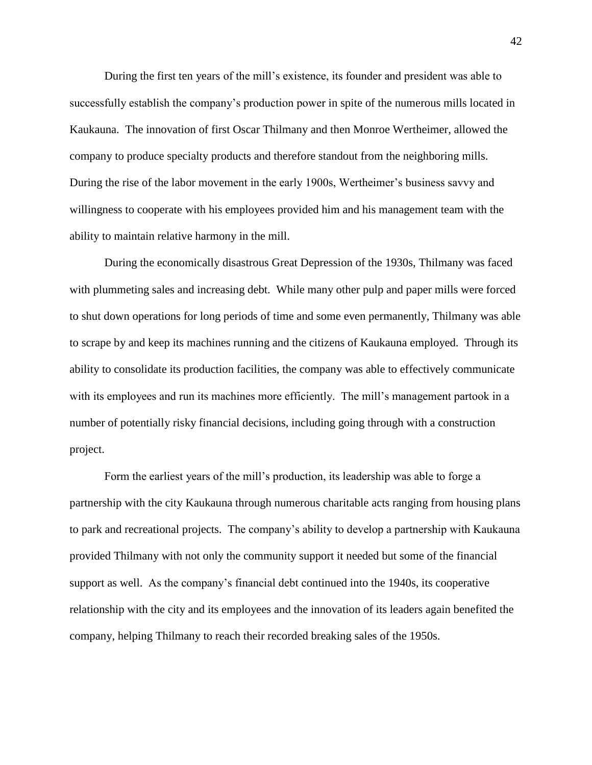During the first ten years of the mill's existence, its founder and president was able to successfully establish the company's production power in spite of the numerous mills located in Kaukauna. The innovation of first Oscar Thilmany and then Monroe Wertheimer, allowed the company to produce specialty products and therefore standout from the neighboring mills. During the rise of the labor movement in the early 1900s, Wertheimer's business savvy and willingness to cooperate with his employees provided him and his management team with the ability to maintain relative harmony in the mill.

During the economically disastrous Great Depression of the 1930s, Thilmany was faced with plummeting sales and increasing debt. While many other pulp and paper mills were forced to shut down operations for long periods of time and some even permanently, Thilmany was able to scrape by and keep its machines running and the citizens of Kaukauna employed. Through its ability to consolidate its production facilities, the company was able to effectively communicate with its employees and run its machines more efficiently. The mill's management partook in a number of potentially risky financial decisions, including going through with a construction project.

Form the earliest years of the mill's production, its leadership was able to forge a partnership with the city Kaukauna through numerous charitable acts ranging from housing plans to park and recreational projects. The company's ability to develop a partnership with Kaukauna provided Thilmany with not only the community support it needed but some of the financial support as well. As the company's financial debt continued into the 1940s, its cooperative relationship with the city and its employees and the innovation of its leaders again benefited the company, helping Thilmany to reach their recorded breaking sales of the 1950s.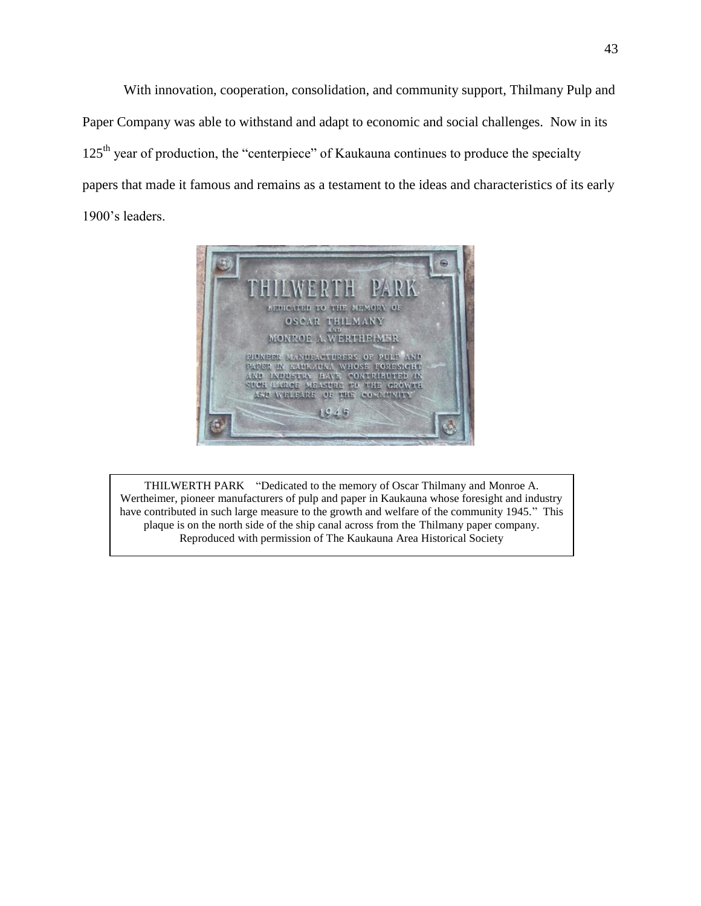With innovation, cooperation, consolidation, and community support, Thilmany Pulp and Paper Company was able to withstand and adapt to economic and social challenges. Now in its 125th year of production, the "centerpiece" of Kaukauna continues to produce the specialty papers that made it famous and remains as a testament to the ideas and characteristics of its early 1900's leaders.

THILWERTH PARK "Dedicated to the memory of Oscar Thilmany and Monroe A. Wertheimer, pioneer manufacturers of pulp and paper in Kaukauna whose foresight and industry have contributed in such large measure to the growth and welfare of the community 1945." This plaque is on the north side of the ship canal across from the Thilmany paper company. Reproduced with permission of The Kaukauna Area Historical Society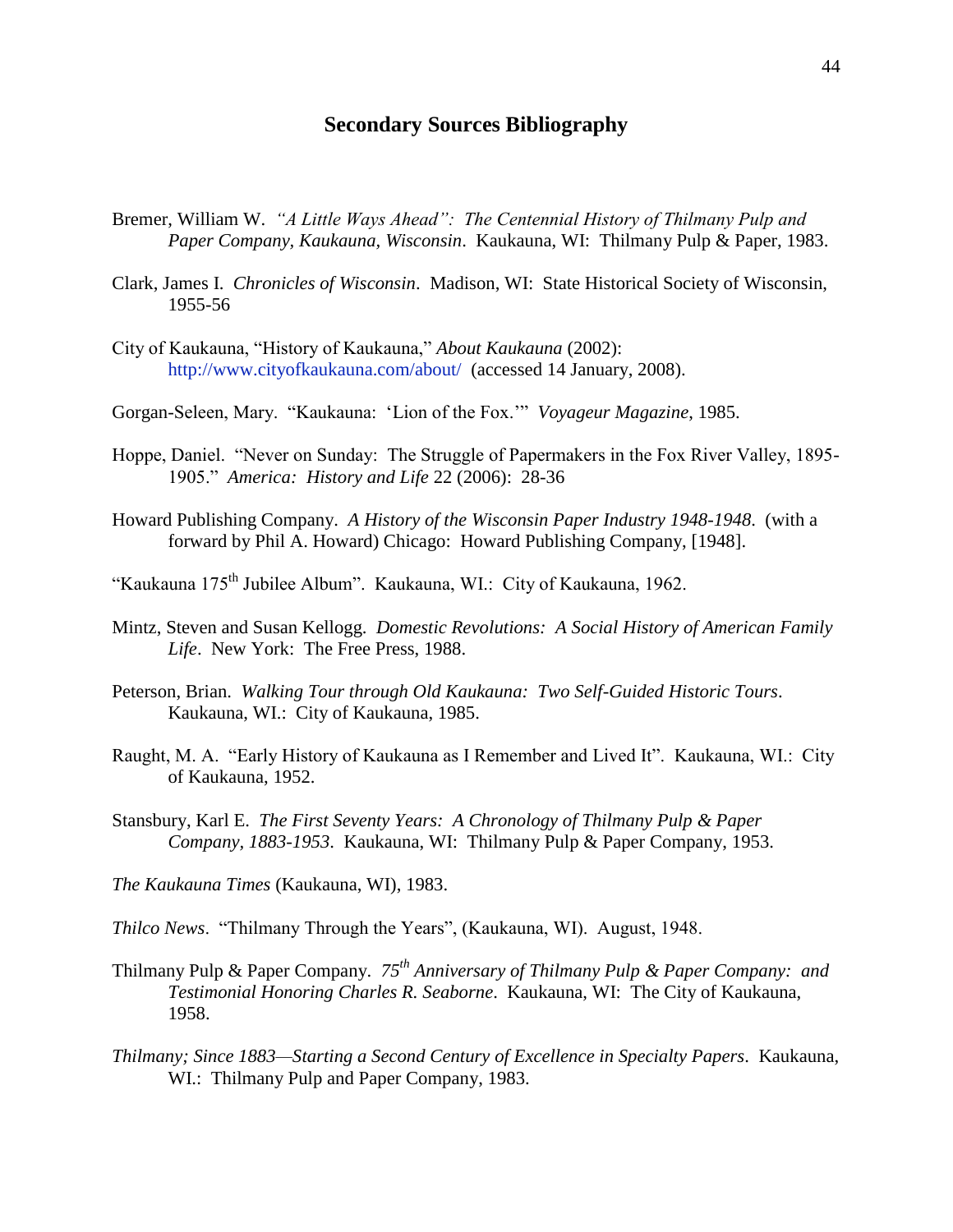## Secondary Sources Bibliography

Bremer, William W. *"A Little Ways Ahead": The Centennial History of Thilmany Pulp and Paper Company, Kaukauna, Wisconsin*. Kaukauna, WI: Thilmany Pulp & Paper, 1983.

Clark, James I. *Chronicles of Wisconsin*. Madison, WI: State Historical Society of Wisconsin, 1955-56

City of Kaukauna, "History of Kaukauna," *About Kaukauna* (2002): http://www.cityofkaukauna.com/about/ (accessed 14 January, 2008).

Gorgan-Seleen, Mary. "Kaukauna: 'Lion of the Fox.'" *Voyageur Magazine*, 1985.

Hoppe, Daniel. "Never on Sunday: The Struggle of Papermakers in the Fox River Valley, 1895-1905." *America: History and Life* 22 (2006): 28-36

Howard Publishing Company. *A History of the Wisconsin Paper Industry 1948-1948*. (with a forward by Phil A. Howard) Chicago: Howard Publishing Company, [1948].

"Kaukauna 175th Jubilee Album". Kaukauna, WI.: City of Kaukauna, 1962.

Mintz, Steven and Susan Kellogg. *Domestic Revolutions: A Social History of American Family Life*. New York: The Free Press, 1988.

Peterson, Brian. *Walking Tour through Old Kaukauna: Two Self-Guided Historic Tours*. Kaukauna, WI.: City of Kaukauna, 1985.

Raught, M. A. "Early History of Kaukauna as I Remember and Lived It". Kaukauna, WI.: City of Kaukauna, 1952.

Stansbury, Karl E. *The First Seventy Years: A Chronology of Thilmany Pulp & Paper Company, 1883-1953*. Kaukauna, WI: Thilmany Pulp & Paper Company, 1953.

*The Kaukauna Times* (Kaukauna, WI), 1983.

*Thilco News*. "Thilmany Through the Years", (Kaukauna, WI). August, 1948.

Thilmany Pulp & Paper Company. *75th Anniversary of Thilmany Pulp & Paper Company: and Testimonial Honoring Charles R. Seaborne*. Kaukauna, WI: The City of Kaukauna, 1958.

*Thilmany; Since 1883—Starting a Second Century of Excellence in Specialty Papers*. Kaukauna, WI.: Thilmany Pulp and Paper Company, 1983.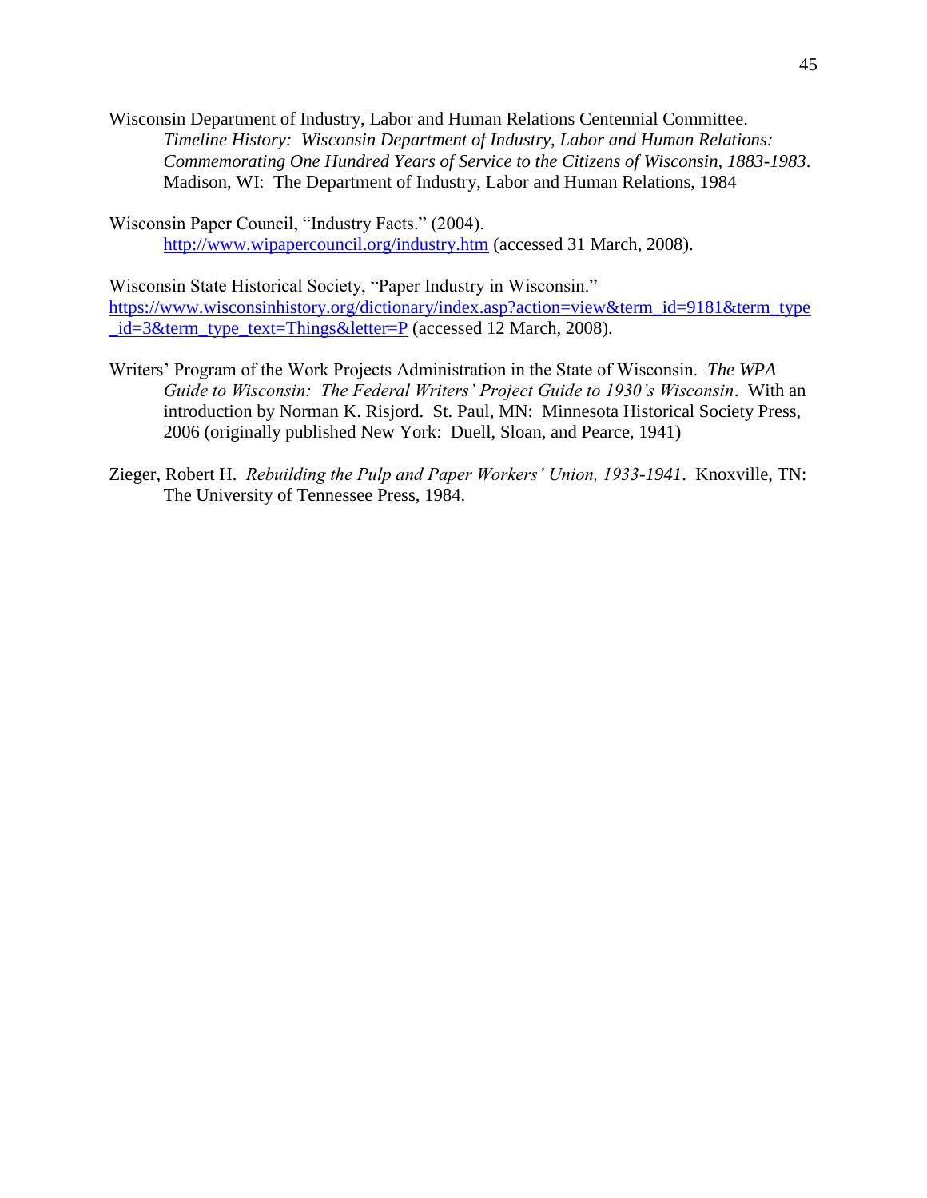Wisconsin Department of Industry, Labor and Human Relations Centennial Committee. *Timeline History: Wisconsin Department of Industry, Labor and Human Relations: Commemorating One Hundred Years of Service to the Citizens of Wisconsin, 1883-1983*. Madison, WI: The Department of Industry, Labor and Human Relations, 1984

Wisconsin Paper Council, "Industry Facts." (2004). http://www.wipapercouncil.org/industry.htm (accessed 31 March, 2008).

Wisconsin State Historical Society, "Paper Industry in Wisconsin." https://www.wisconsinhistory.org/dictionary/index.asp?action=view&term_id=9181&term_type_id=3&term_type_text=Things&letter=P (accessed 12 March, 2008).

Writers' Program of the Work Projects Administration in the State of Wisconsin. *The WPA Guide to Wisconsin: The Federal Writers' Project Guide to 1930's Wisconsin*. With an introduction by Norman K. Risjord. St. Paul, MN: Minnesota Historical Society Press, 2006 (originally published New York: Duell, Sloan, and Pearce, 1941)

Zieger, Robert H. *Rebuilding the Pulp and Paper Workers' Union, 1933-1941*. Knoxville, TN: The University of Tennessee Press, 1984.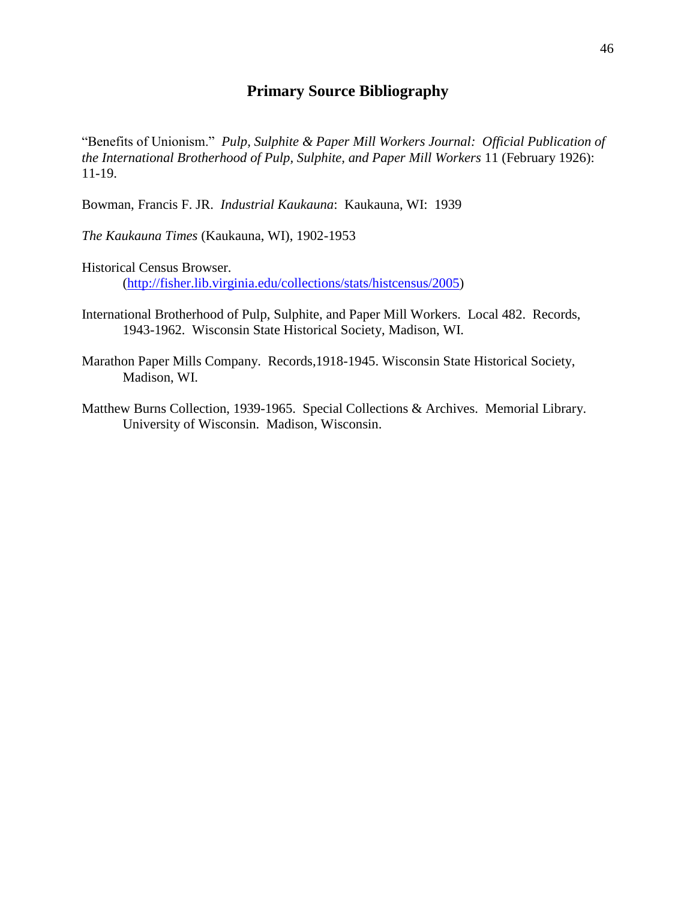## Primary Source Bibliography

"Benefits of Unionism." *Pulp, Sulphite & Paper Mill Workers Journal: Official Publication of the International Brotherhood of Pulp, Sulphite, and Paper Mill Workers* 11 (February 1926): 11-19.

Bowman, Francis F. JR. *Industrial Kaukauna*: Kaukauna, WI: 1939

*The Kaukauna Times* (Kaukauna, WI), 1902-1953

Historical Census Browser. (http://fisher.lib.virginia.edu/collections/stats/histcensus/2005)

International Brotherhood of Pulp, Sulphite, and Paper Mill Workers. Local 482. Records, 1943-1962. Wisconsin State Historical Society, Madison, WI.

Marathon Paper Mills Company. Records,1918-1945. Wisconsin State Historical Society, Madison, WI.

Matthew Burns Collection, 1939-1965. Special Collections & Archives. Memorial Library. University of Wisconsin. Madison, Wisconsin.